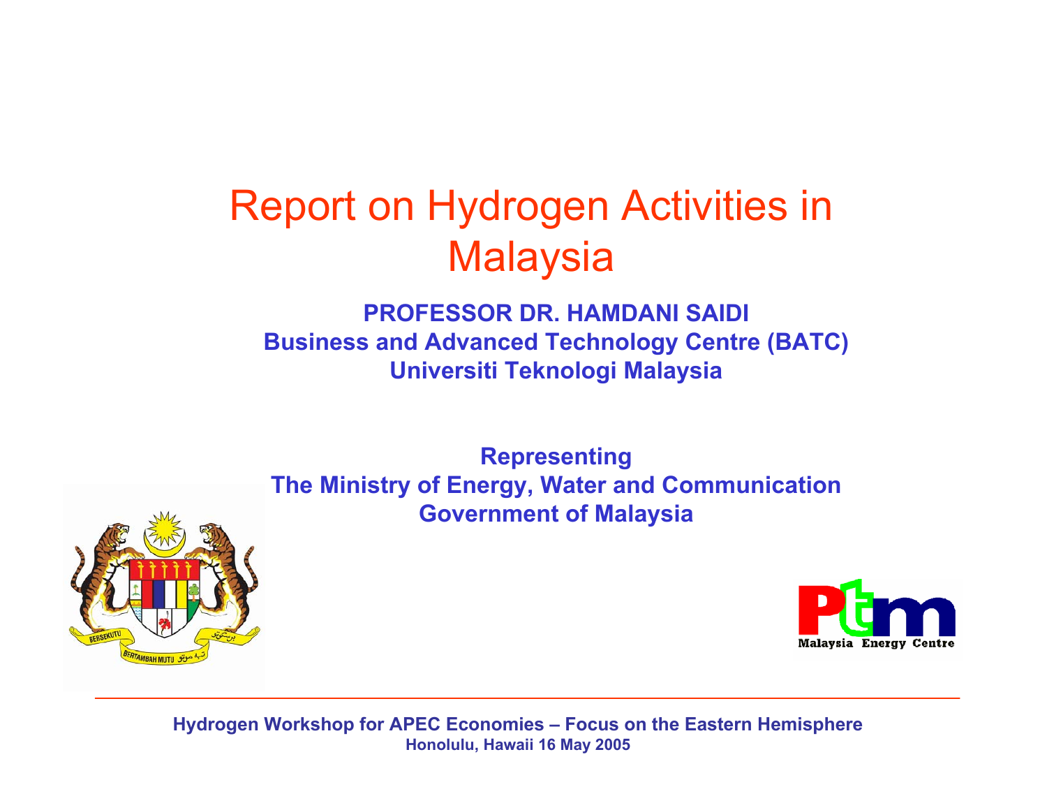# Report on Hydrogen Activities in Malaysia

**PROFESSOR DR. HAMDANI SAIDI**
**Business and Advanced Technology Centre (BATC)**
**Universiti Teknologi Malaysia**

**Representing**
**The Ministry of Energy, Water and Communication**
**Government of Malaysia**

**Hydrogen Workshop for APEC Economies – Focus on the Eastern Hemisphere**
**Honolulu, Hawaii 16 May 2005**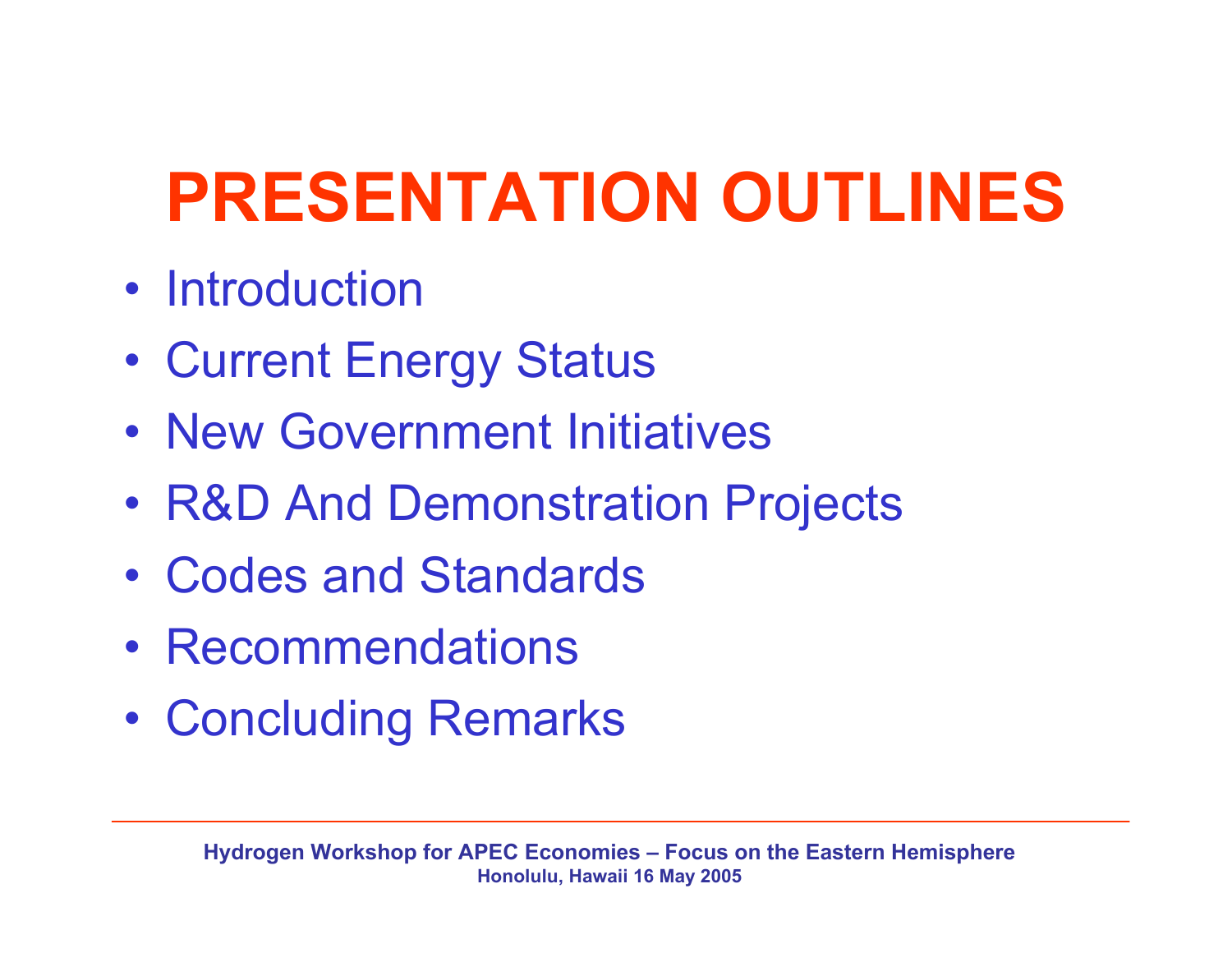# PRESENTATION OUTLINES

- Introduction
- Current Energy Status
- New Government Initiatives
- R&D And Demonstration Projects
- Codes and Standards
- Recommendations
- Concluding Remarks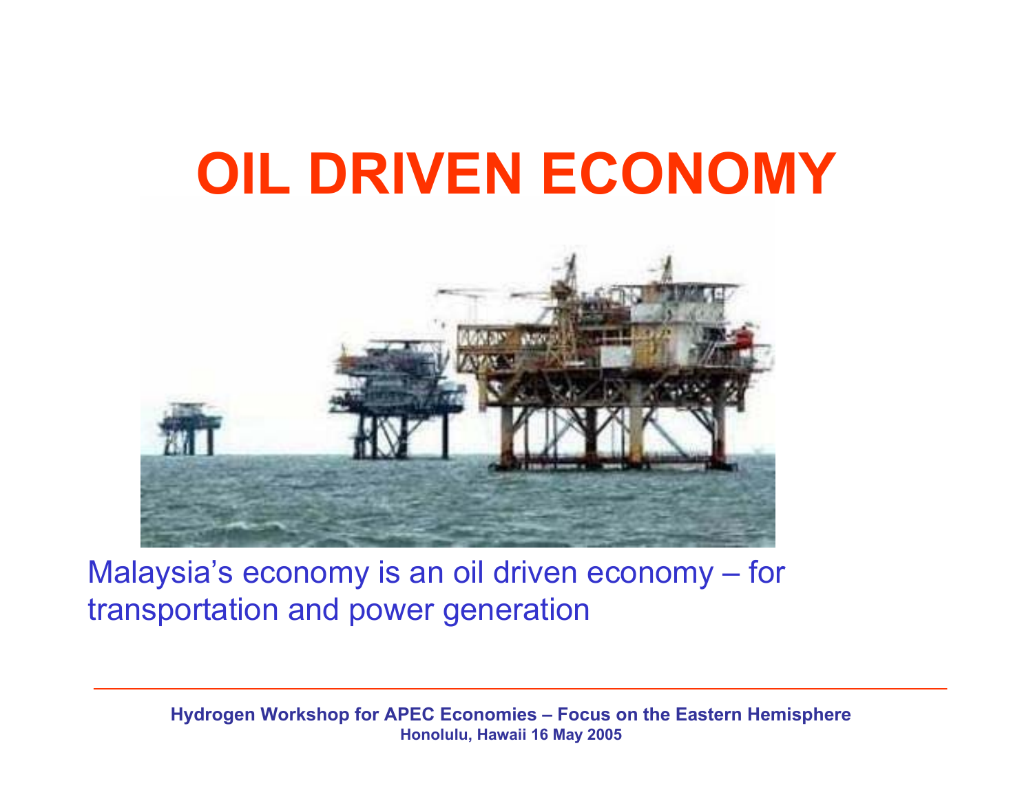# OIL DRIVEN ECONOMY

Malaysia's economy is an oil driven economy – for transportation and power generation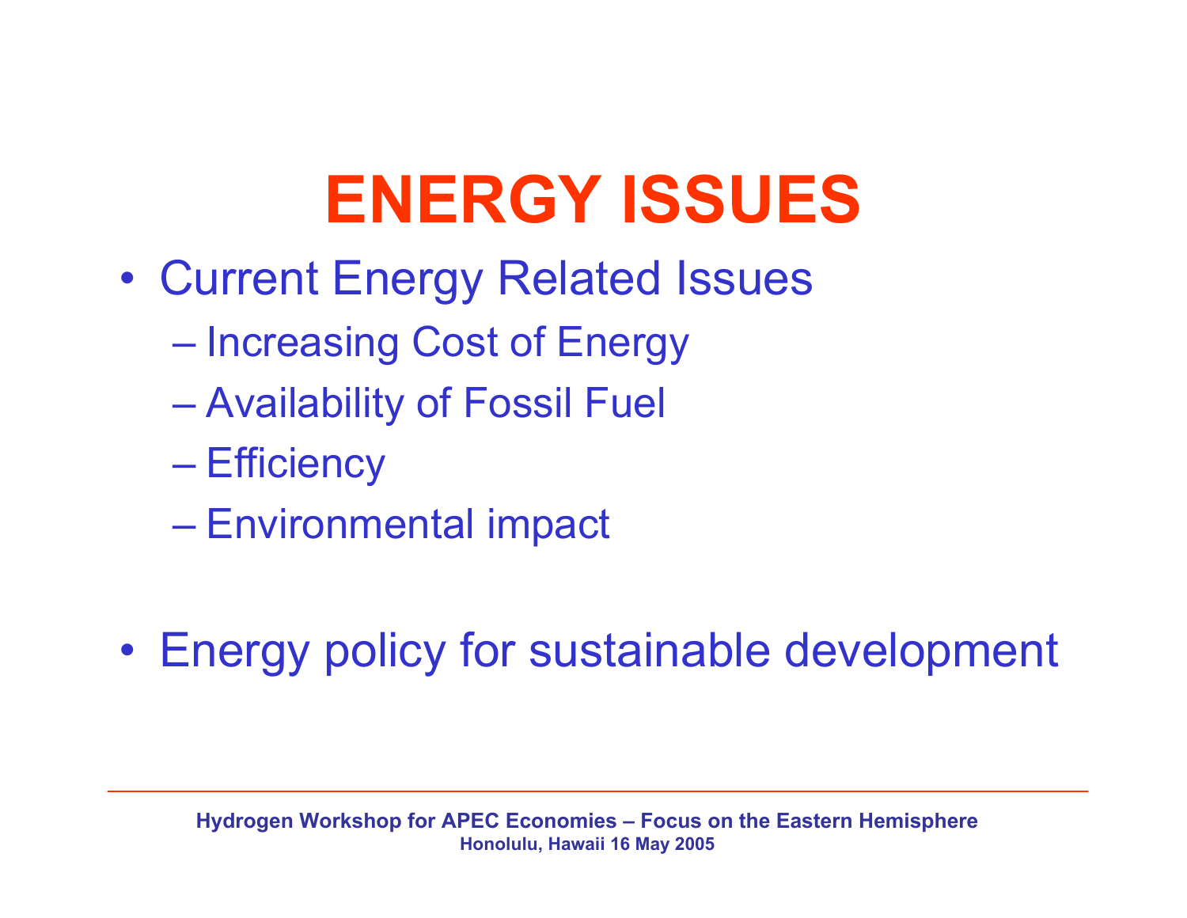# ENERGY ISSUES

- Current Energy Related Issues
  - Increasing Cost of Energy
  - Availability of Fossil Fuel
  - Efficiency
  - Environmental impact

- Energy policy for sustainable development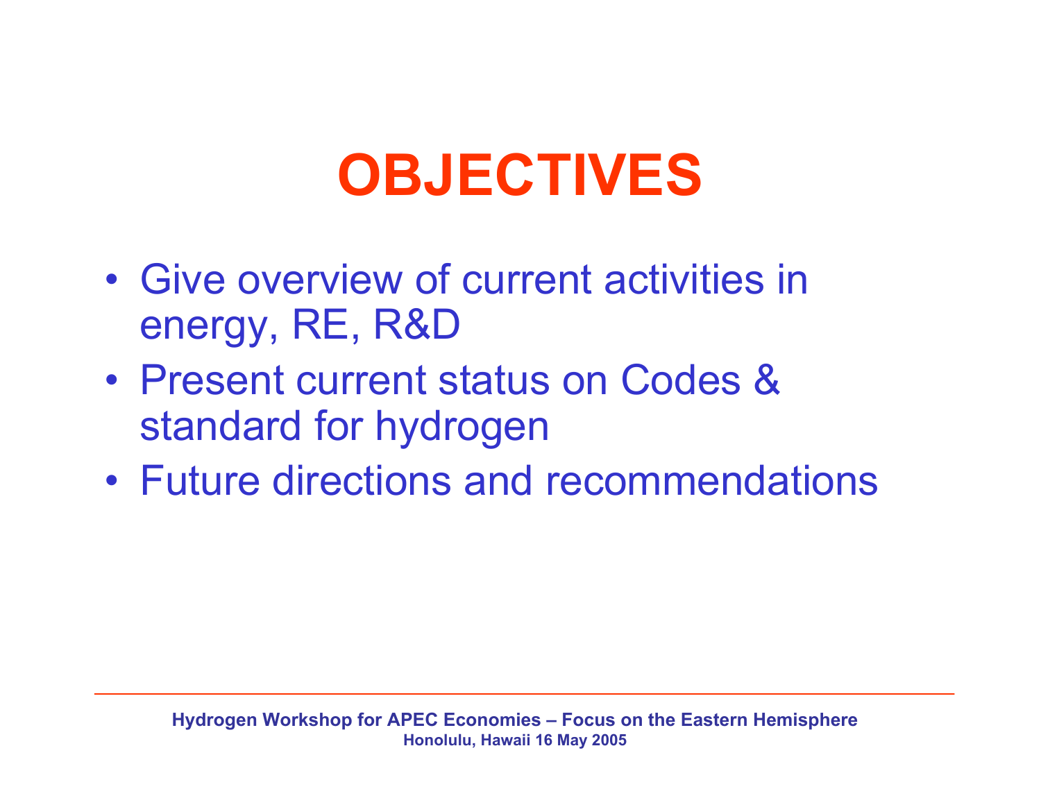# OBJECTIVES

- Give overview of current activities in energy, RE, R&D
- Present current status on Codes & standard for hydrogen
- Future directions and recommendations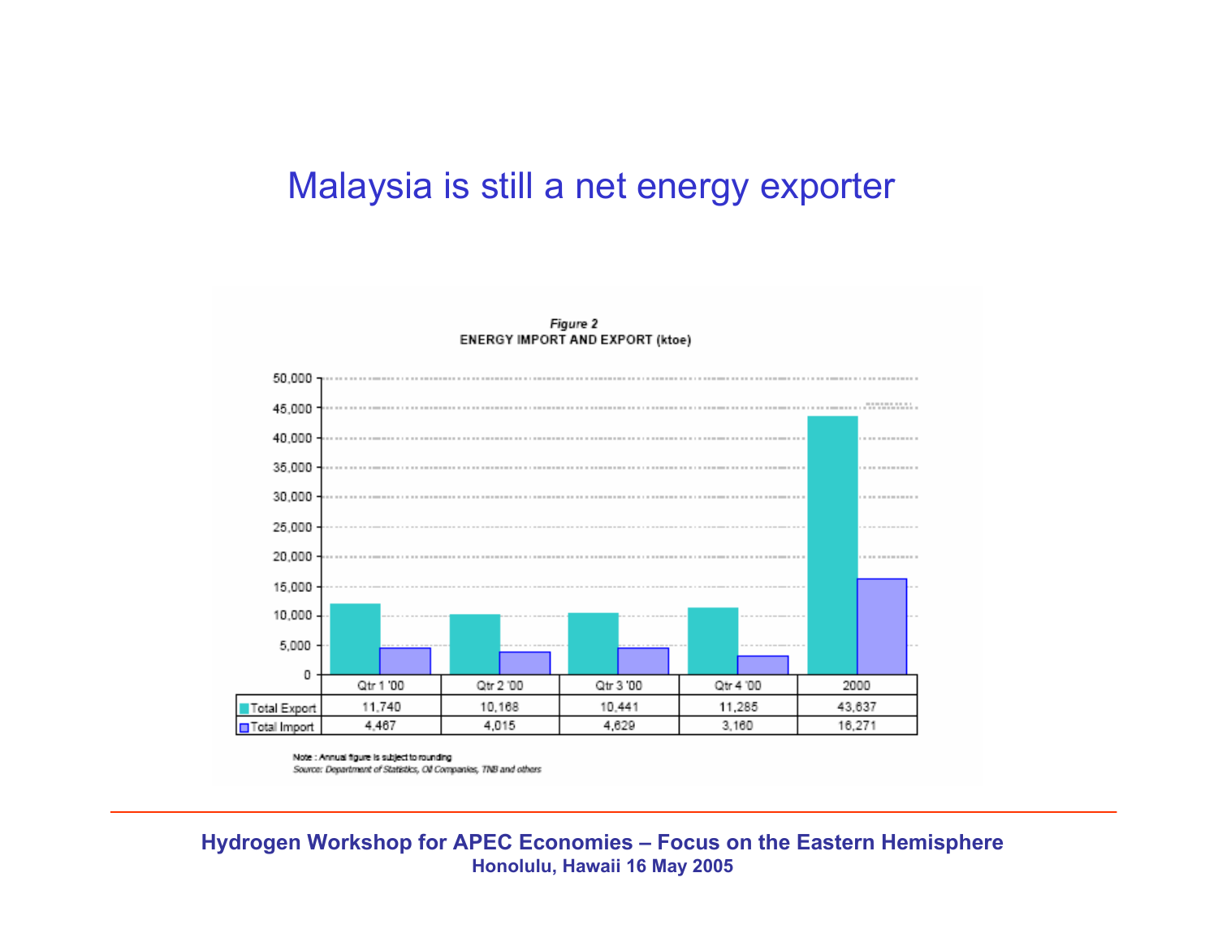# Malaysia is still a net energy exporter

*Figure 2*
**ENERGY IMPORT AND EXPORT (ktoe)**

| | Qtr 1 '00 | Qtr 2 '00 | Qtr 3 '00 | Qtr 4 '00 | 2000 |
|---|---|---|---|---|---|
| Total Export | 11,740 | 10,168 | 10,441 | 11,285 | 43,637 |
| Total Import | 4,467 | 4,015 | 4,629 | 3,160 | 16,271 |

Note : Annual figure is subject to rounding
*Source: Department of Statistics, Oil Companies, TNB and others*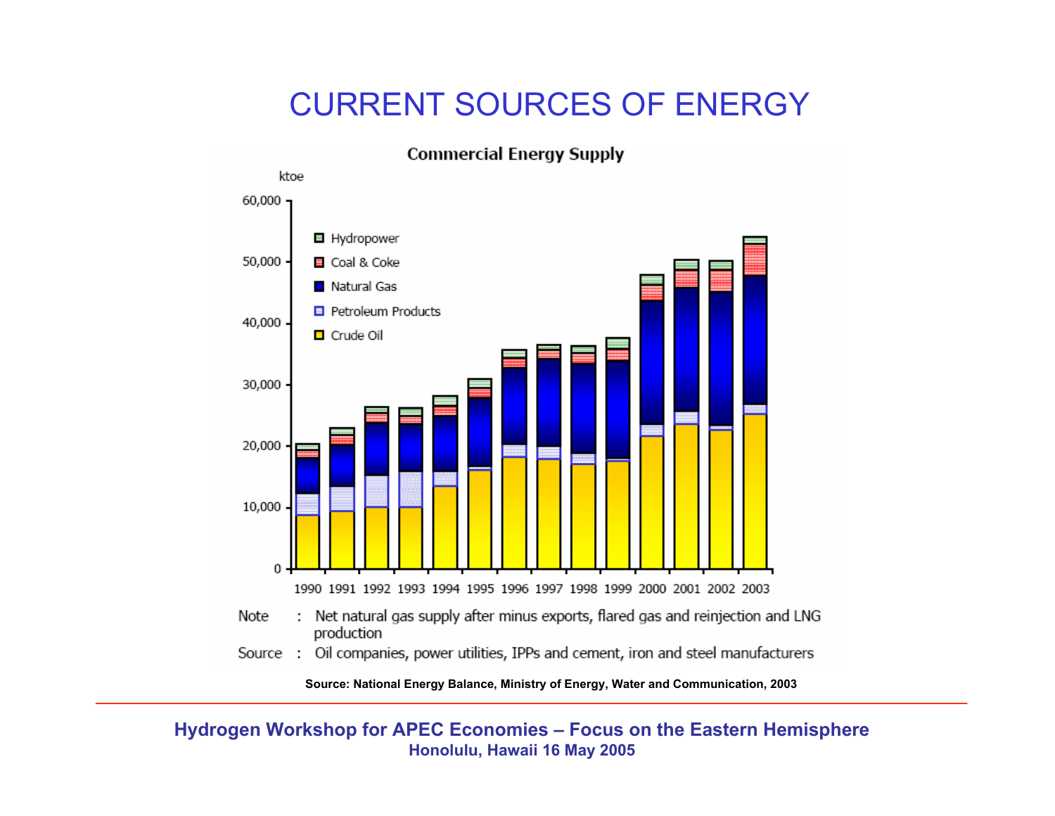# CURRENT SOURCES OF ENERGY

**Commercial Energy Supply**

ktoe

Legend: Hydropower, Coal & Coke, Natural Gas, Petroleum Products, Crude Oil

Y-axis: 0, 10,000, 20,000, 30,000, 40,000, 50,000, 60,000

X-axis: 1990, 1991, 1992, 1993, 1994, 1995, 1996, 1997, 1998, 1999, 2000, 2001, 2002, 2003

Note : Net natural gas supply after minus exports, flared gas and reinjection and LNG production

Source : Oil companies, power utilities, IPPs and cement, iron and steel manufacturers

**Source: National Energy Balance, Ministry of Energy, Water and Communication, 2003**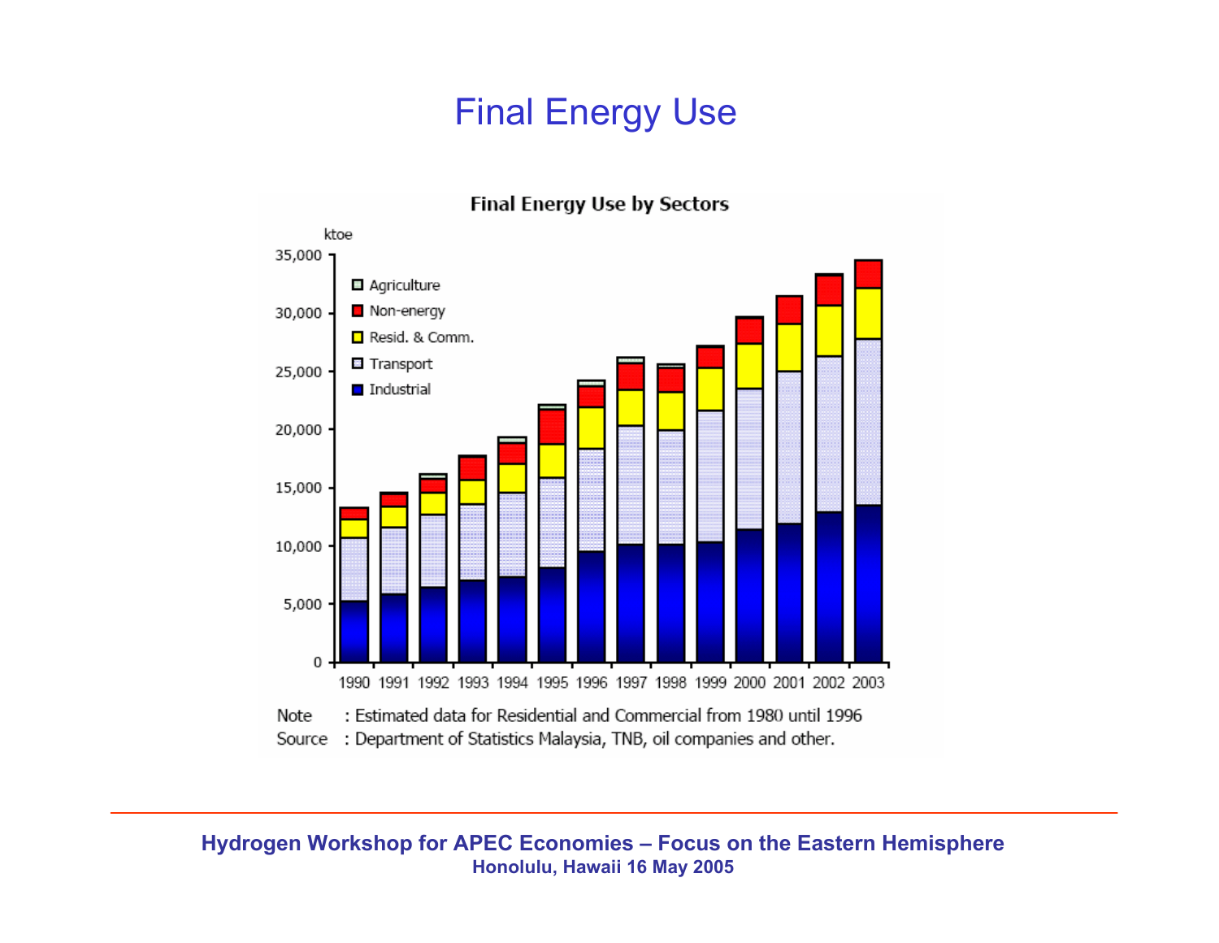# Final Energy Use

**Final Energy Use by Sectors**

ktoe

35,000
30,000
25,000
20,000
15,000
10,000
5,000
0

- Agriculture
- Non-energy
- Resid. & Comm.
- Transport
- Industrial

1990 1991 1992 1993 1994 1995 1996 1997 1998 1999 2000 2001 2002 2003

Note : Estimated data for Residential and Commercial from 1980 until 1996
Source : Department of Statistics Malaysia, TNB, oil companies and other.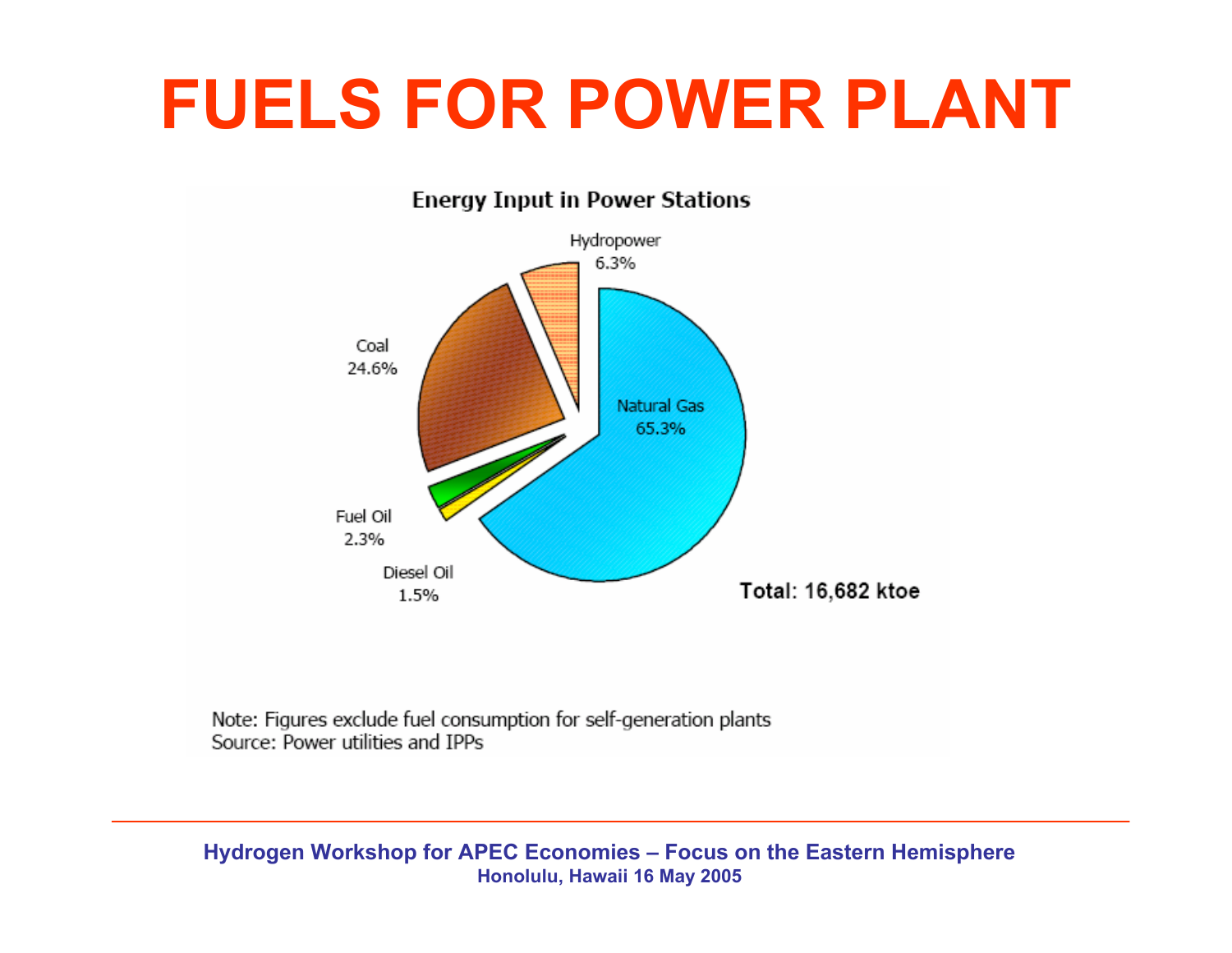# FUELS FOR POWER PLANT

**Energy Input in Power Stations**

Hydropower 6.3%

Coal 24.6%

Natural Gas 65.3%

Fuel Oil 2.3%

Diesel Oil 1.5%

**Total: 16,682 ktoe**

Note: Figures exclude fuel consumption for self-generation plants
Source: Power utilities and IPPs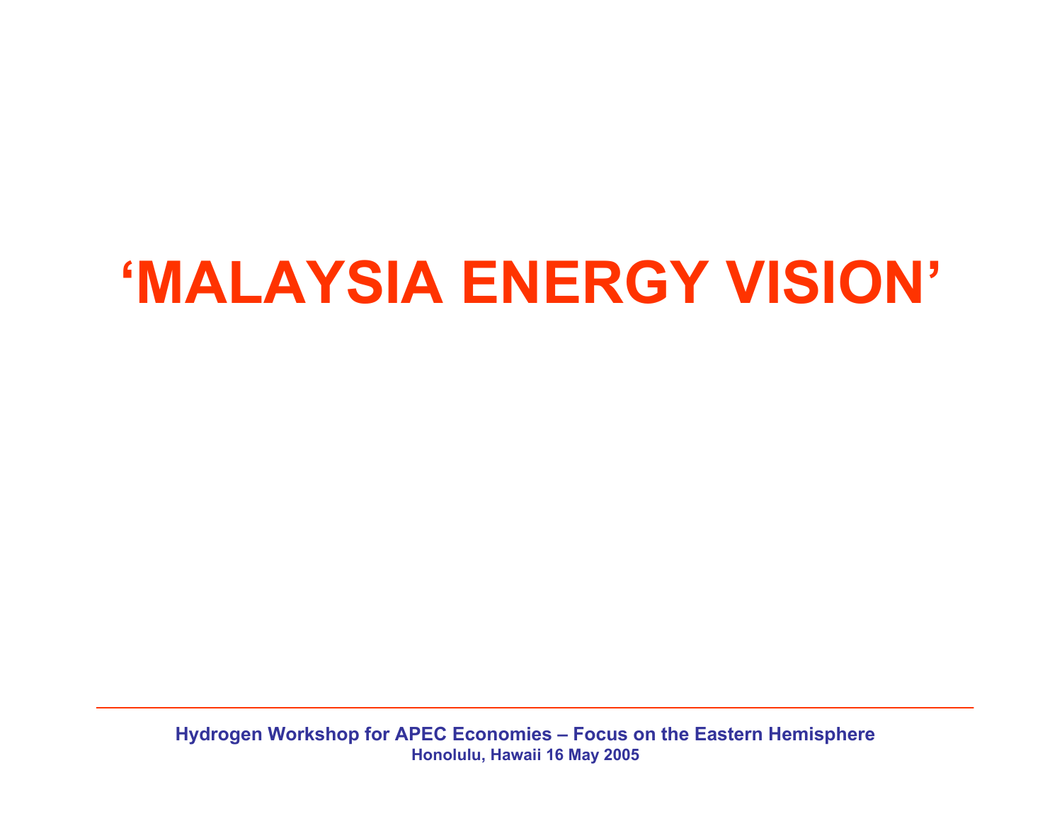# ‘MALAYSIA ENERGY VISION’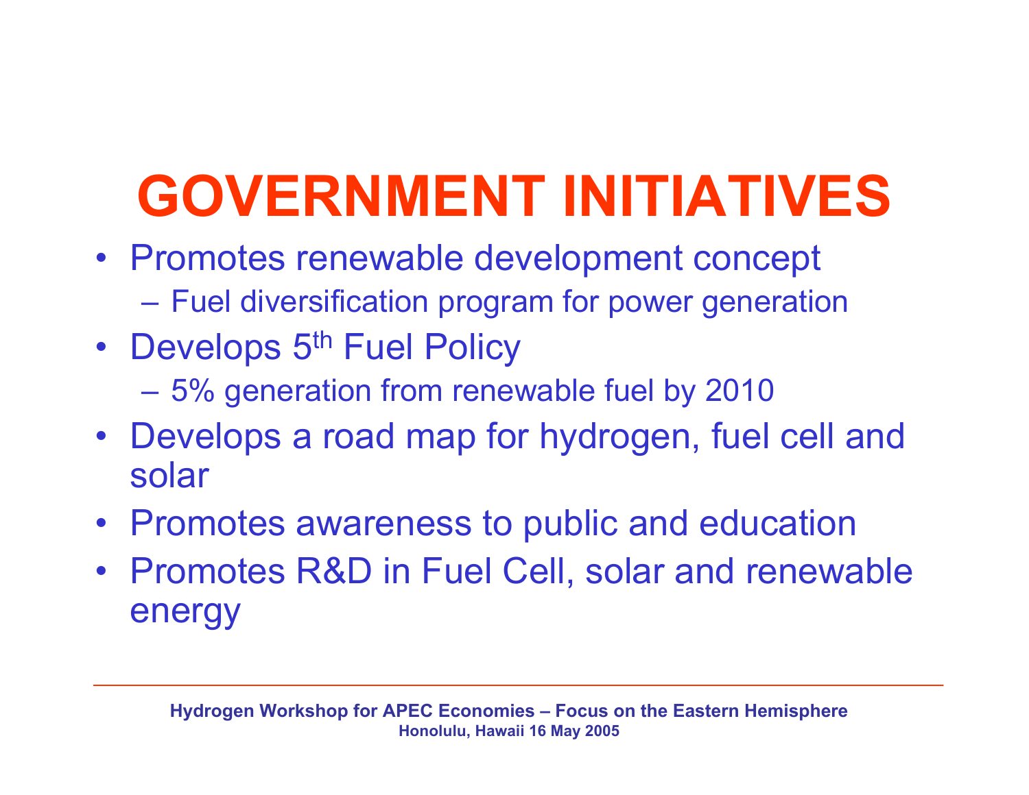# GOVERNMENT INITIATIVES

- Promotes renewable development concept
  - Fuel diversification program for power generation
- Develops 5th Fuel Policy
  - 5% generation from renewable fuel by 2010
- Develops a road map for hydrogen, fuel cell and solar
- Promotes awareness to public and education
- Promotes R&D in Fuel Cell, solar and renewable energy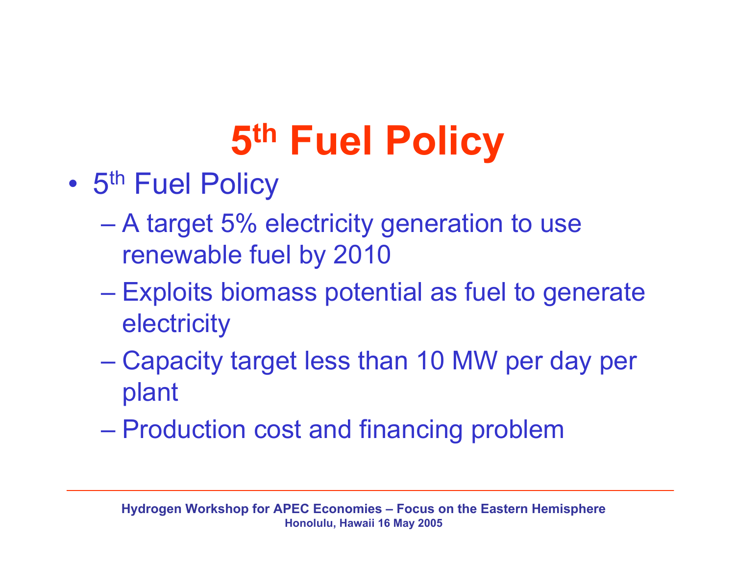# $5^{th}$ Fuel Policy

- $5^{th}$ Fuel Policy
  - A target 5% electricity generation to use renewable fuel by 2010
  - Exploits biomass potential as fuel to generate electricity
  - Capacity target less than 10 MW per day per plant
  - Production cost and financing problem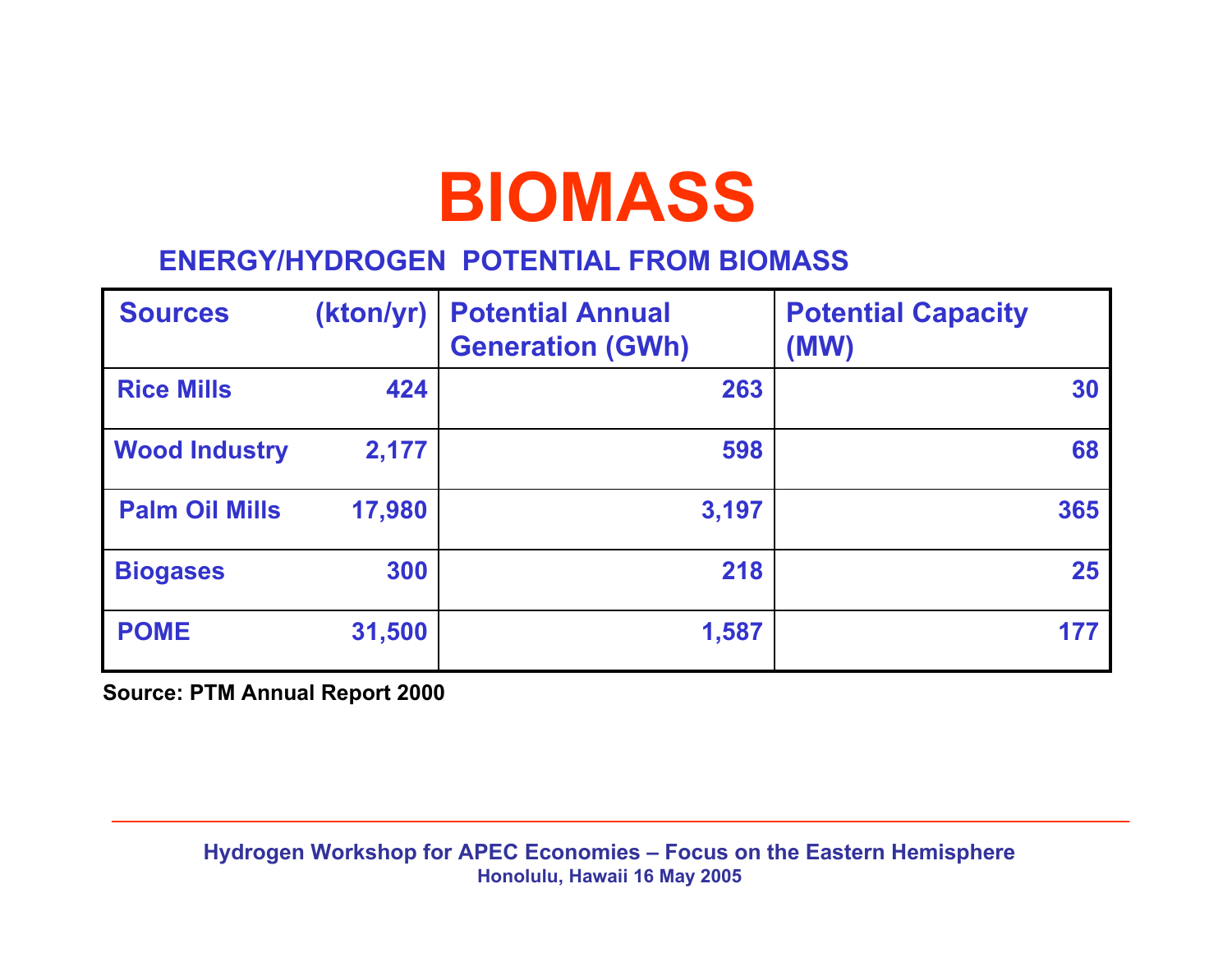# BIOMASS

## ENERGY/HYDROGEN POTENTIAL FROM BIOMASS

| Sources | (kton/yr) | Potential Annual Generation (GWh) | Potential Capacity (MW) |
|---|---|---|---|
| Rice Mills | 424 | 263 | 30 |
| Wood Industry | 2,177 | 598 | 68 |
| Palm Oil Mills | 17,980 | 3,197 | 365 |
| Biogases | 300 | 218 | 25 |
| POME | 31,500 | 1,587 | 177 |

**Source: PTM Annual Report 2000**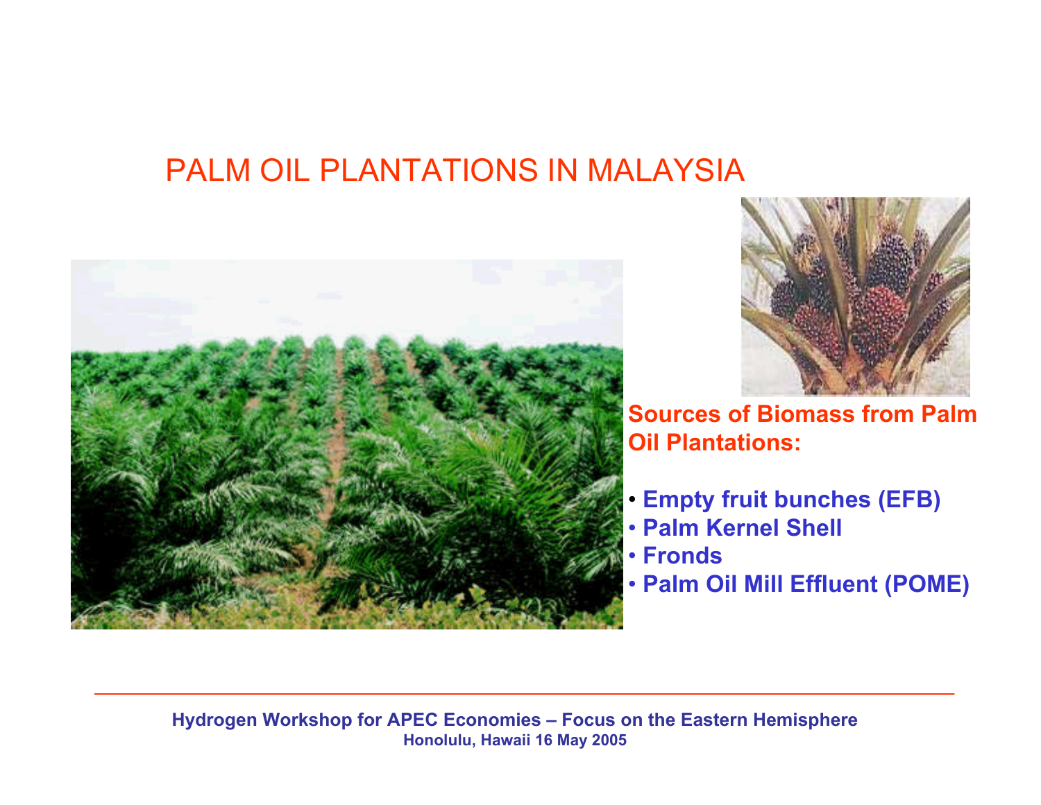# PALM OIL PLANTATIONS IN MALAYSIA

**Sources of Biomass from Palm Oil Plantations:**

- **Empty fruit bunches (EFB)**
- **Palm Kernel Shell**
- **Fronds**
- **Palm Oil Mill Effluent (POME)**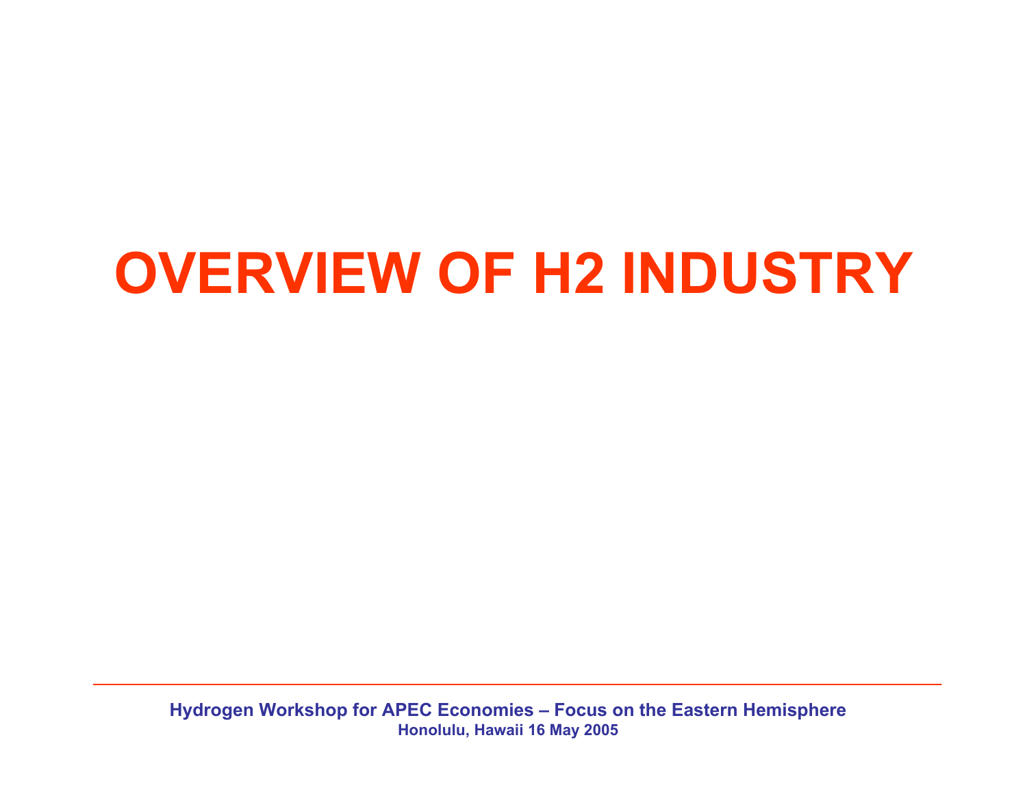# OVERVIEW OF H2 INDUSTRY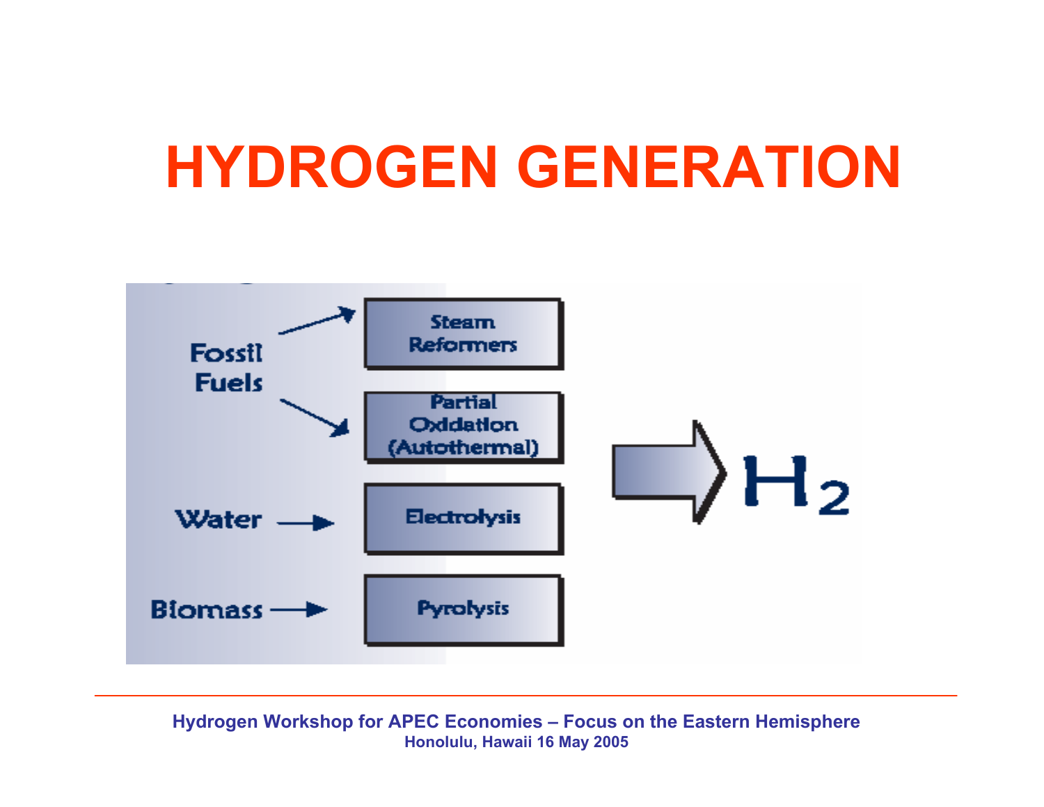# HYDROGEN GENERATION

Fossil Fuels → Steam Reformers

Fossil Fuels → Partial Oxidation (Autothermal)

Water → Electrolysis

Biomass → Pyrolysis

→ $H_2$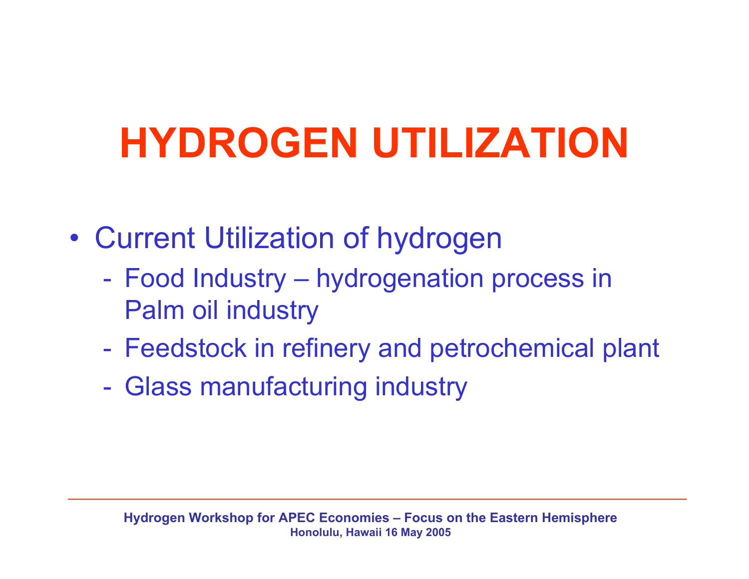# HYDROGEN UTILIZATION

- Current Utilization of hydrogen
  - Food Industry – hydrogenation process in Palm oil industry
  - Feedstock in refinery and petrochemical plant
  - Glass manufacturing industry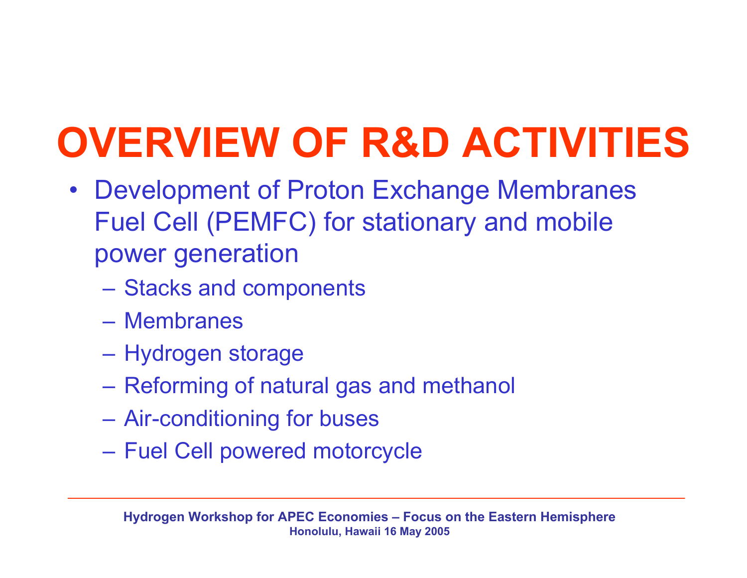# OVERVIEW OF R&D ACTIVITIES

- Development of Proton Exchange Membranes Fuel Cell (PEMFC) for stationary and mobile power generation
  - Stacks and components
  - Membranes
  - Hydrogen storage
  - Reforming of natural gas and methanol
  - Air-conditioning for buses
  - Fuel Cell powered motorcycle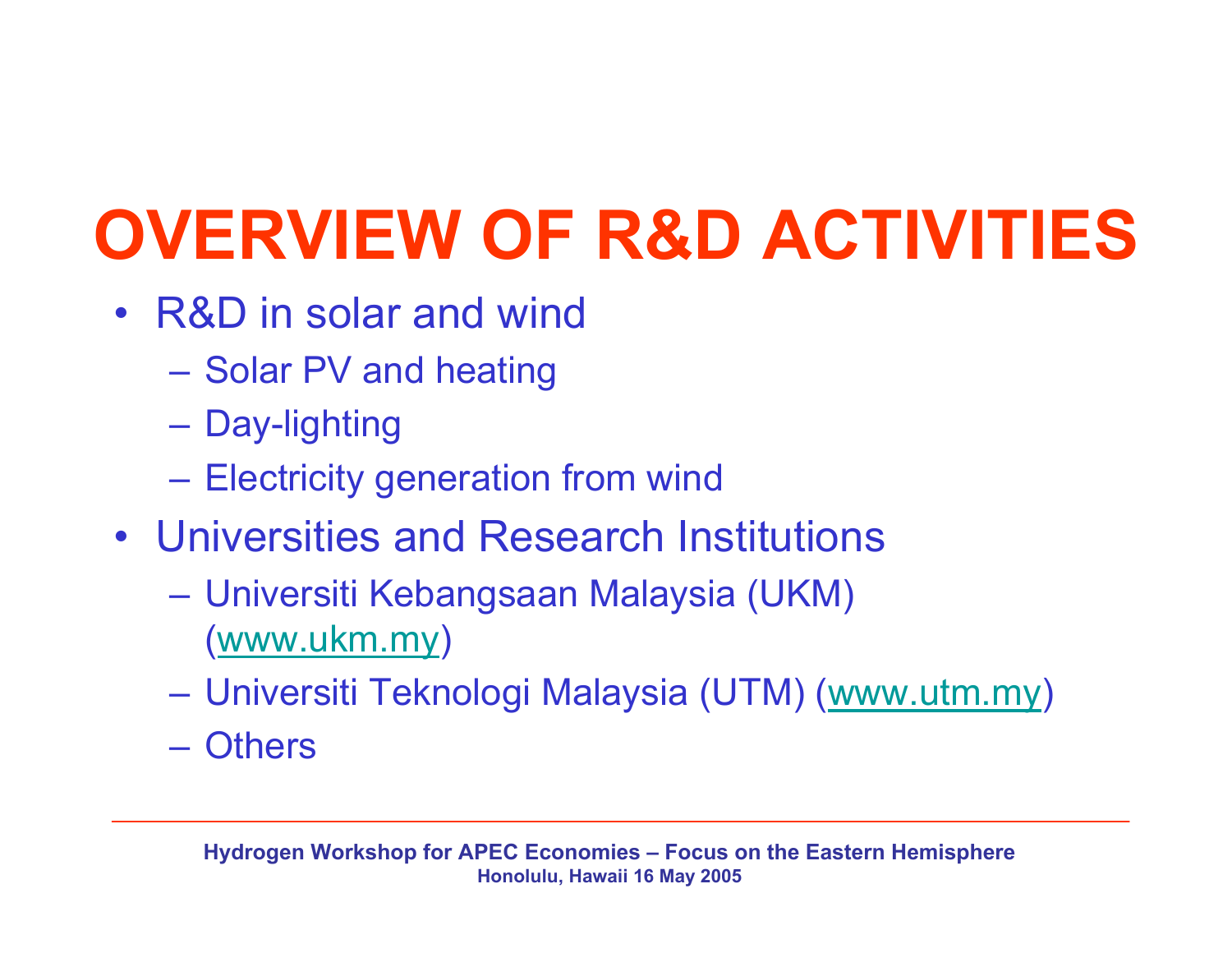# OVERVIEW OF R&D ACTIVITIES

- R&D in solar and wind
  - Solar PV and heating
  - Day-lighting
  - Electricity generation from wind
- Universities and Research Institutions
  - Universiti Kebangsaan Malaysia (UKM) (www.ukm.my)
  - Universiti Teknologi Malaysia (UTM) (www.utm.my)
  - Others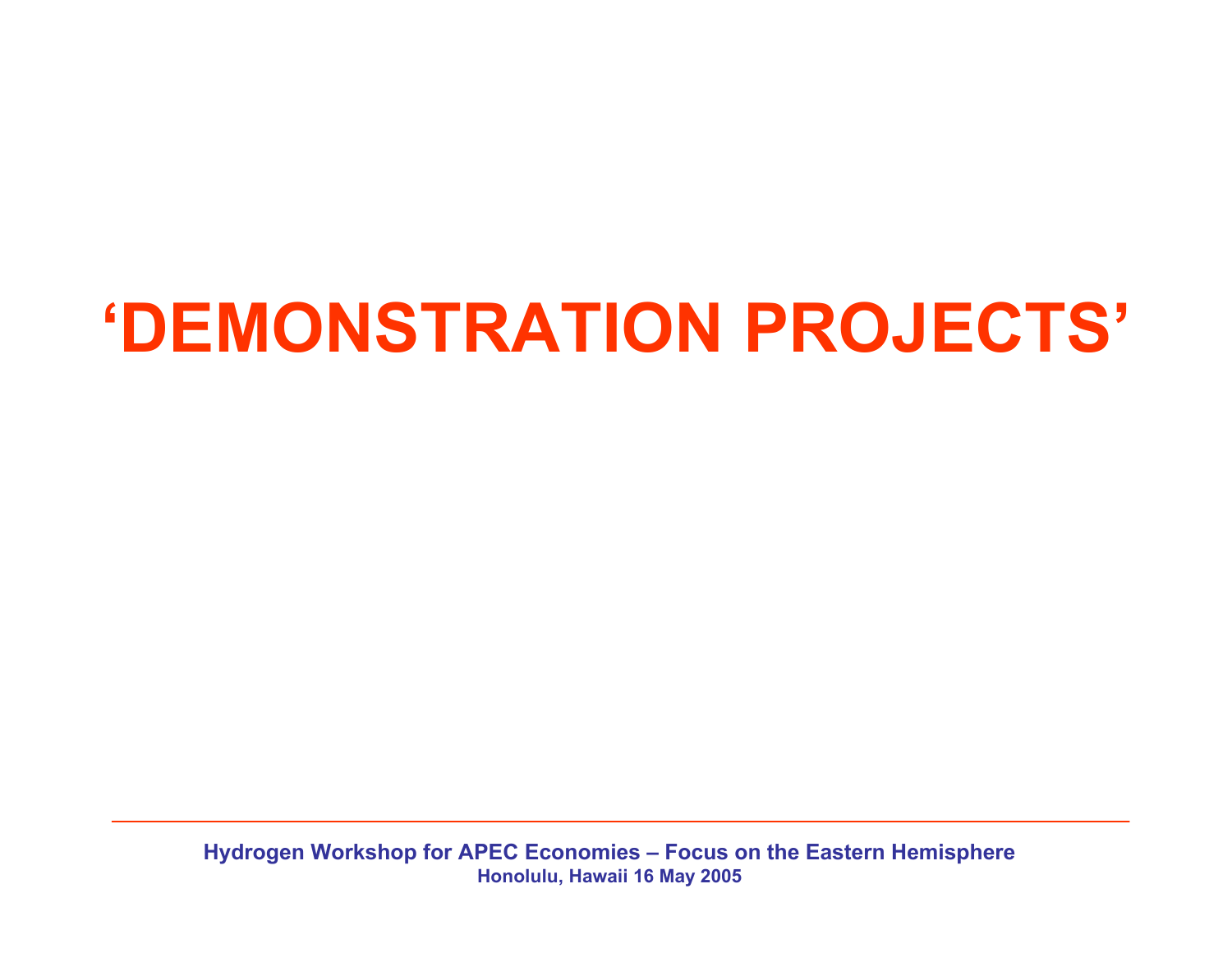# ‘DEMONSTRATION PROJECTS’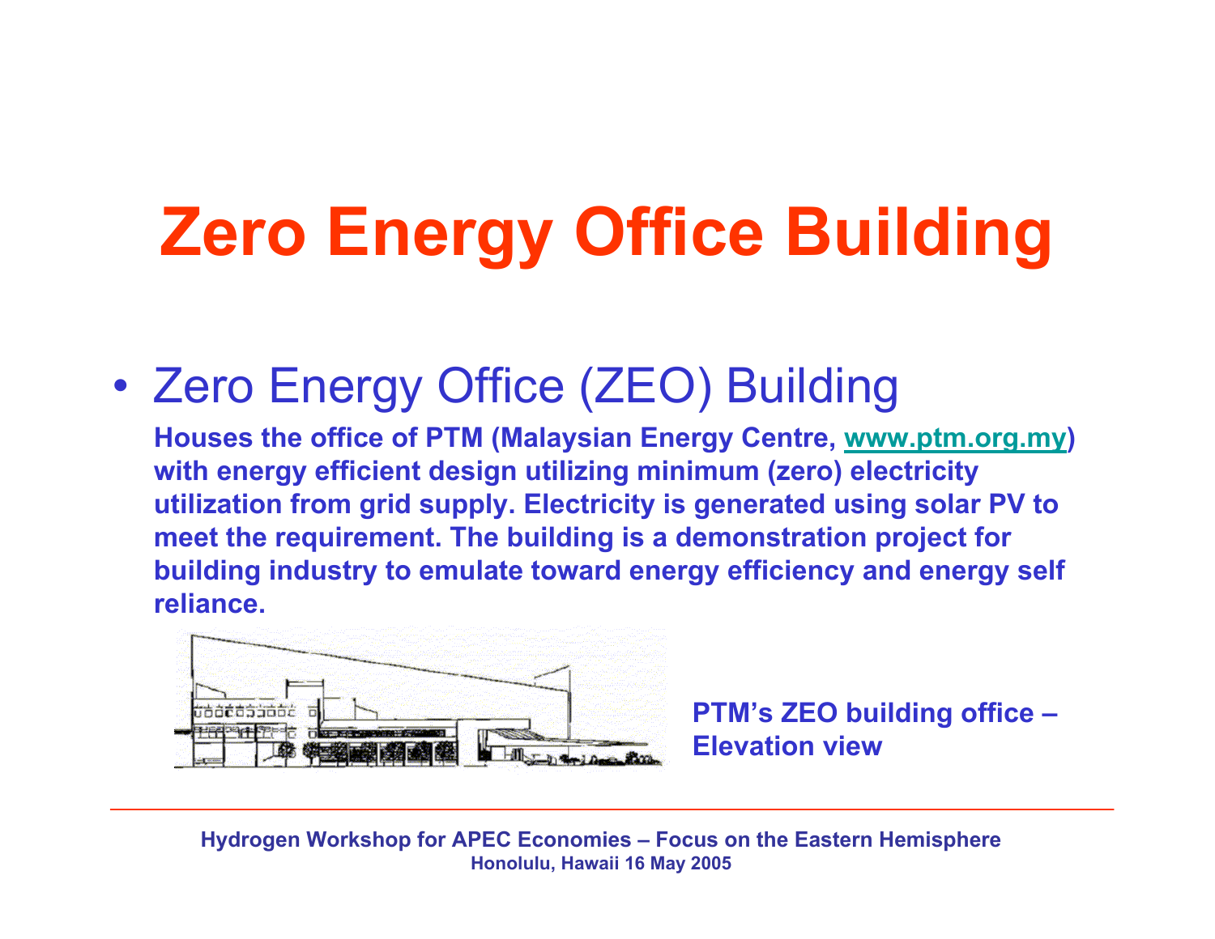# Zero Energy Office Building

- Zero Energy Office (ZEO) Building

  **Houses the office of PTM (Malaysian Energy Centre, www.ptm.org.my) with energy efficient design utilizing minimum (zero) electricity utilization from grid supply. Electricity is generated using solar PV to meet the requirement. The building is a demonstration project for building industry to emulate toward energy efficiency and energy self reliance.**

**PTM's ZEO building office – Elevation view**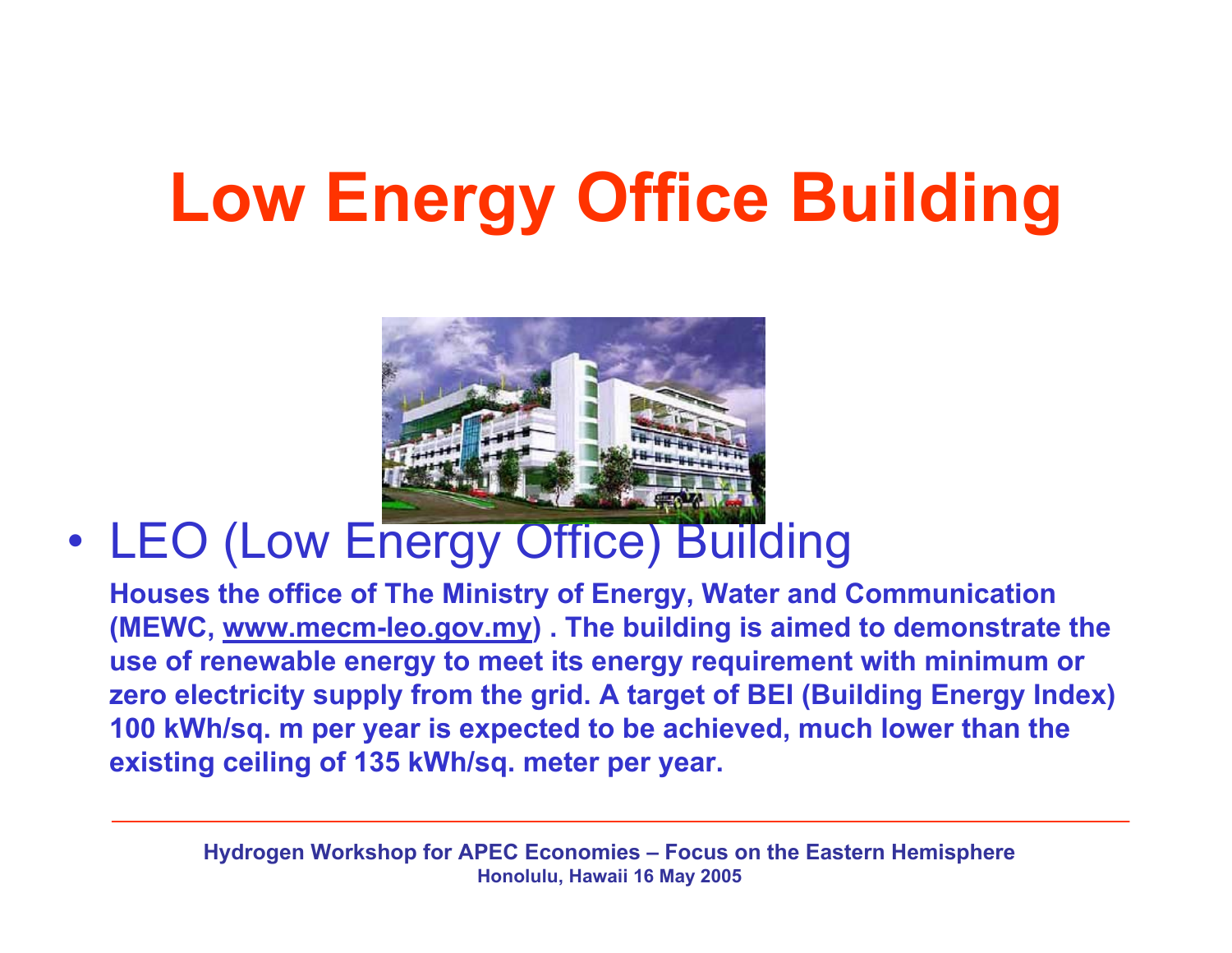# Low Energy Office Building

- LEO (Low Energy Office) Building

  **Houses the office of The Ministry of Energy, Water and Communication (MEWC, www.mecm-leo.gov.my) . The building is aimed to demonstrate the use of renewable energy to meet its energy requirement with minimum or zero electricity supply from the grid. A target of BEI (Building Energy Index) 100 kWh/sq. m per year is expected to be achieved, much lower than the existing ceiling of 135 kWh/sq. meter per year.**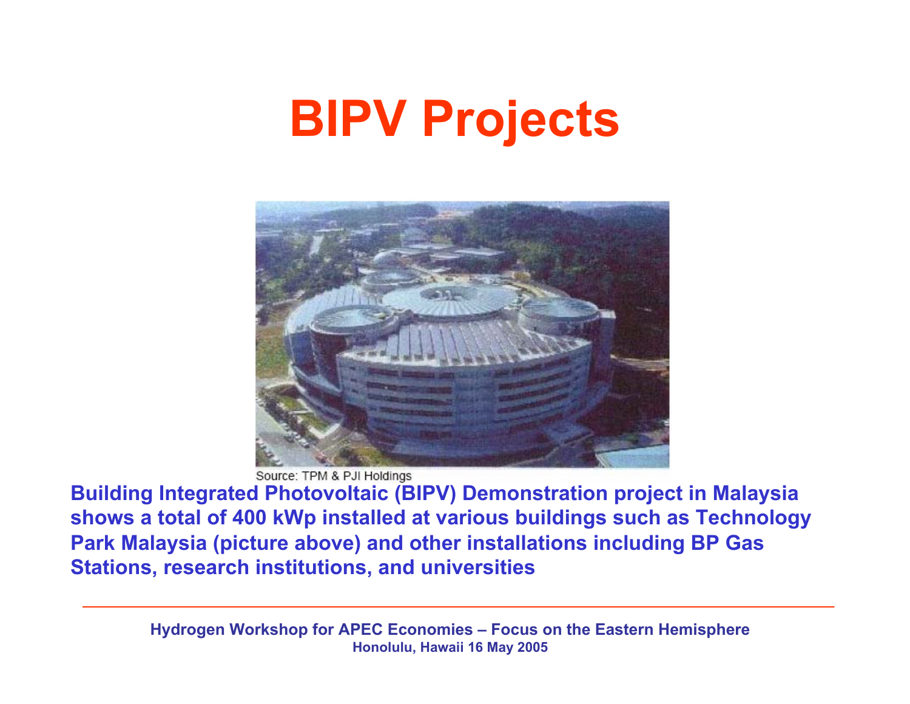# BIPV Projects

Source: TPM & PJI Holdings

**Building Integrated Photovoltaic (BIPV) Demonstration project in Malaysia shows a total of 400 kWp installed at various buildings such as Technology Park Malaysia (picture above) and other installations including BP Gas Stations, research institutions, and universities**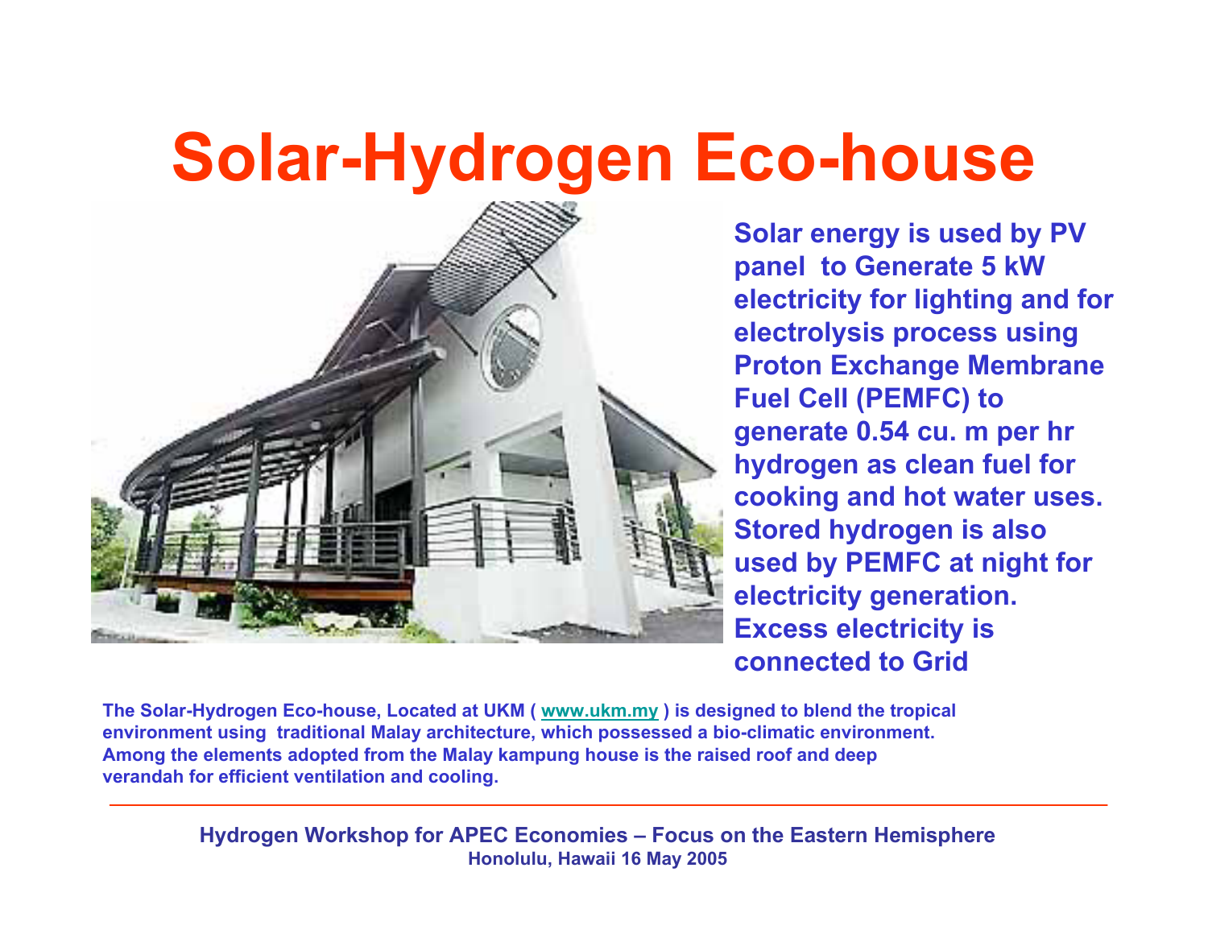# Solar-Hydrogen Eco-house

**Solar energy is used by PV panel to Generate 5 kW electricity for lighting and for electrolysis process using Proton Exchange Membrane Fuel Cell (PEMFC) to generate 0.54 cu. m per hr hydrogen as clean fuel for cooking and hot water uses. Stored hydrogen is also used by PEMFC at night for electricity generation. Excess electricity is connected to Grid**

**The Solar-Hydrogen Eco-house, Located at UKM ( [www.ukm.my](http://www.ukm.my) ) is designed to blend the tropical environment using traditional Malay architecture, which possessed a bio-climatic environment. Among the elements adopted from the Malay kampung house is the raised roof and deep verandah for efficient ventilation and cooling.**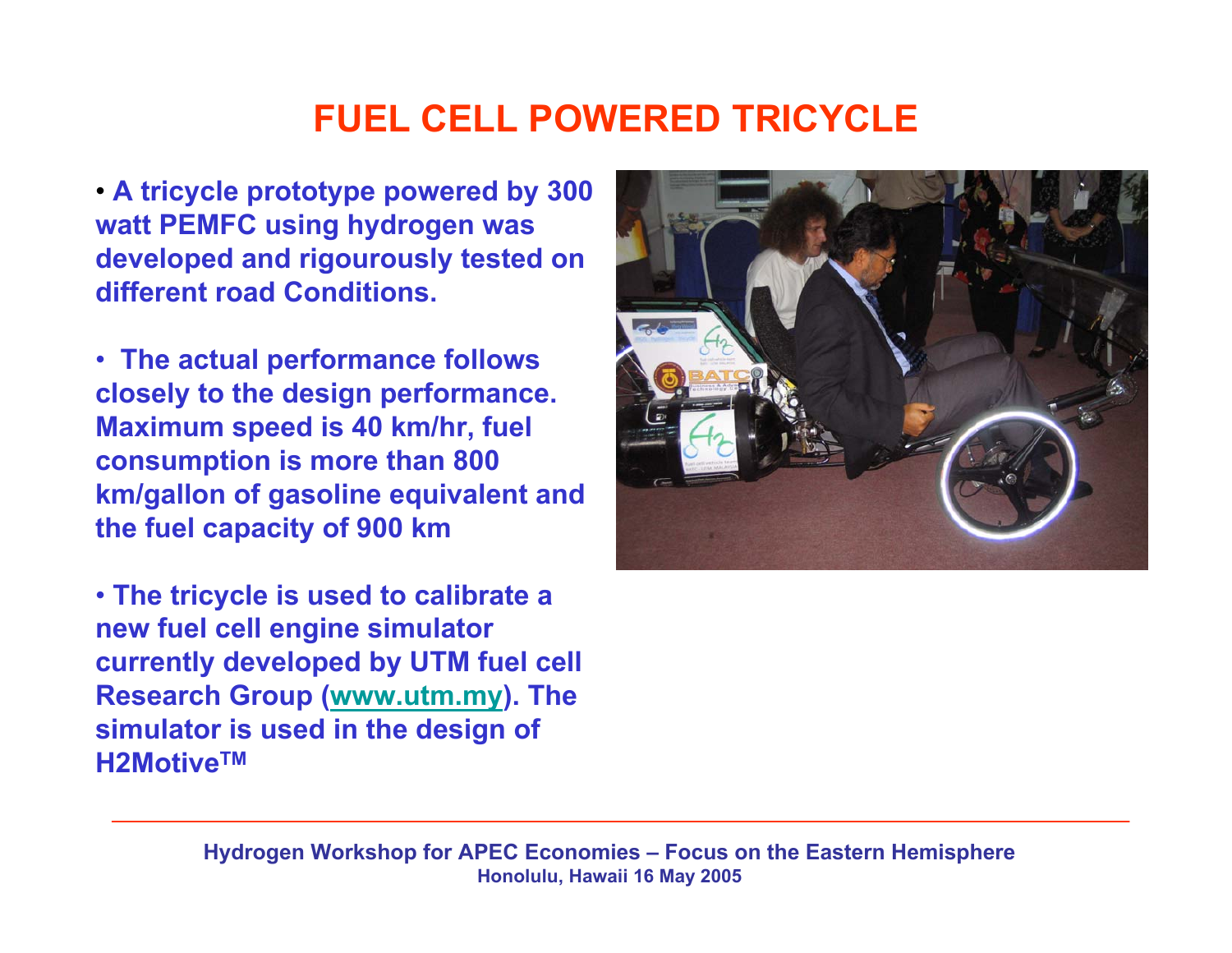# FUEL CELL POWERED TRICYCLE

- **A tricycle prototype powered by 300 watt PEMFC using hydrogen was developed and rigourously tested on different road Conditions.**

- **The actual performance follows closely to the design performance. Maximum speed is 40 km/hr, fuel consumption is more than 800 km/gallon of gasoline equivalent and the fuel capacity of 900 km**

- **The tricycle is used to calibrate a new fuel cell engine simulator currently developed by UTM fuel cell Research Group ([www.utm.my](www.utm.my)). The simulator is used in the design of H2Motive™**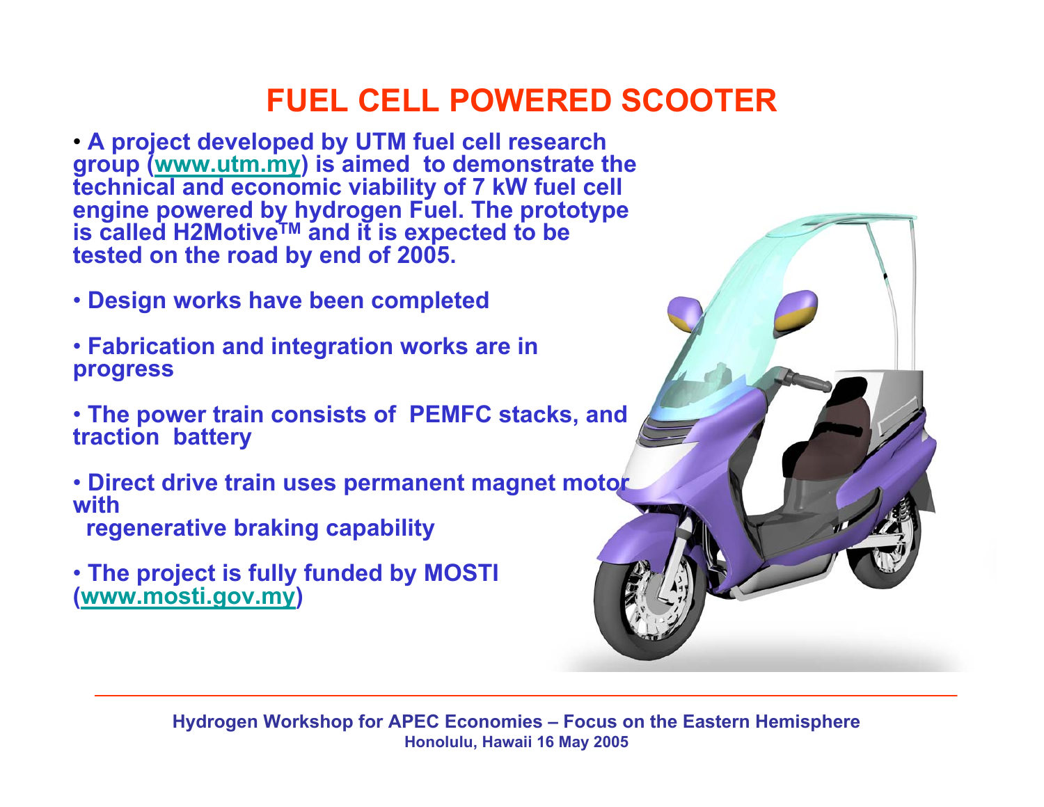# FUEL CELL POWERED SCOOTER

- A project developed by UTM fuel cell research group (www.utm.my) is aimed to demonstrate the technical and economic viability of 7 kW fuel cell engine powered by hydrogen Fuel. The prototype is called H2Motive™ and it is expected to be tested on the road by end of 2005.
- Design works have been completed
- Fabrication and integration works are in progress
- The power train consists of PEMFC stacks, and traction battery
- Direct drive train uses permanent magnet motor with regenerative braking capability
- The project is fully funded by MOSTI (www.mosti.gov.my)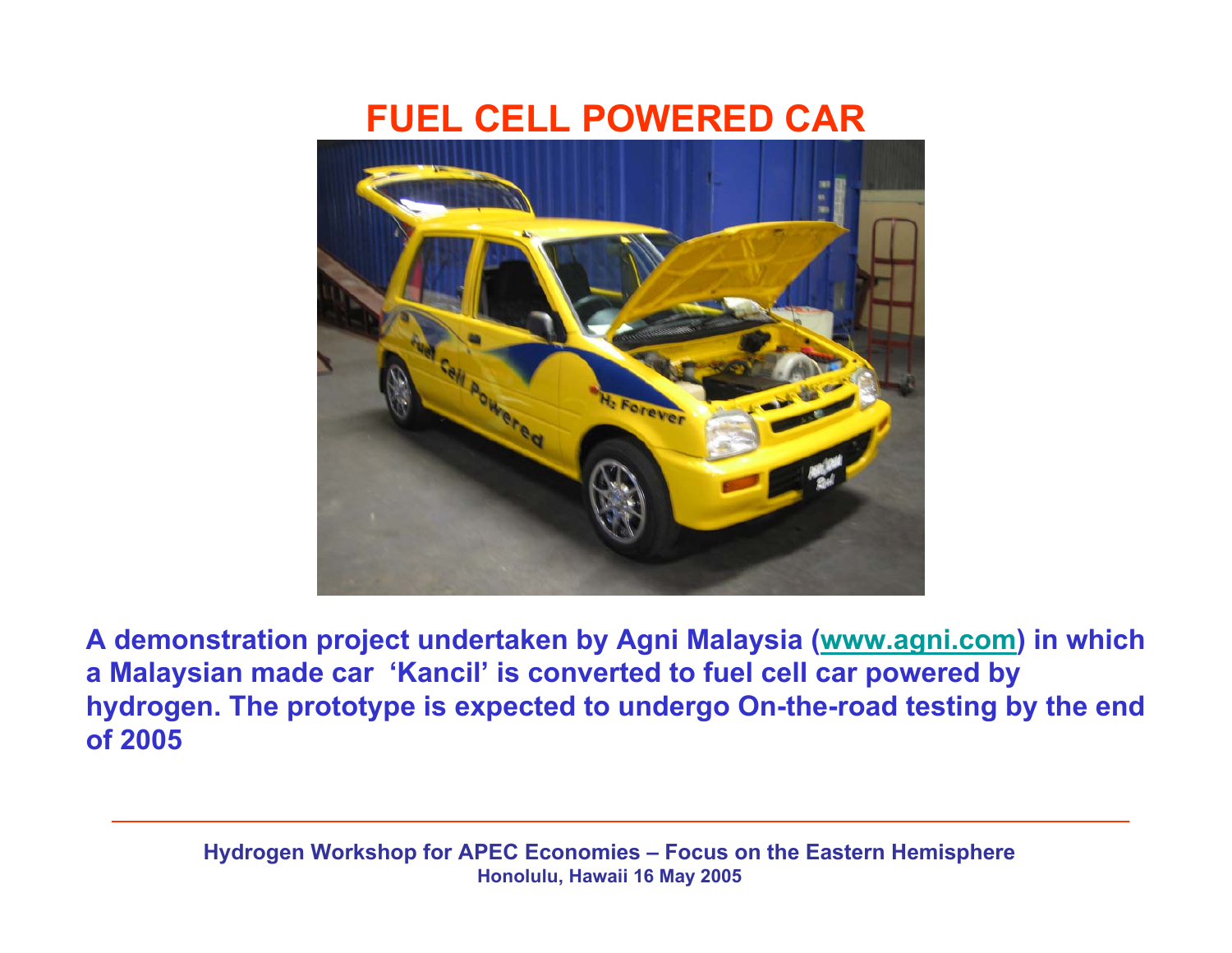# FUEL CELL POWERED CAR

**A demonstration project undertaken by Agni Malaysia (www.agni.com) in which a Malaysian made car 'Kancil' is converted to fuel cell car powered by hydrogen. The prototype is expected to undergo On-the-road testing by the end of 2005**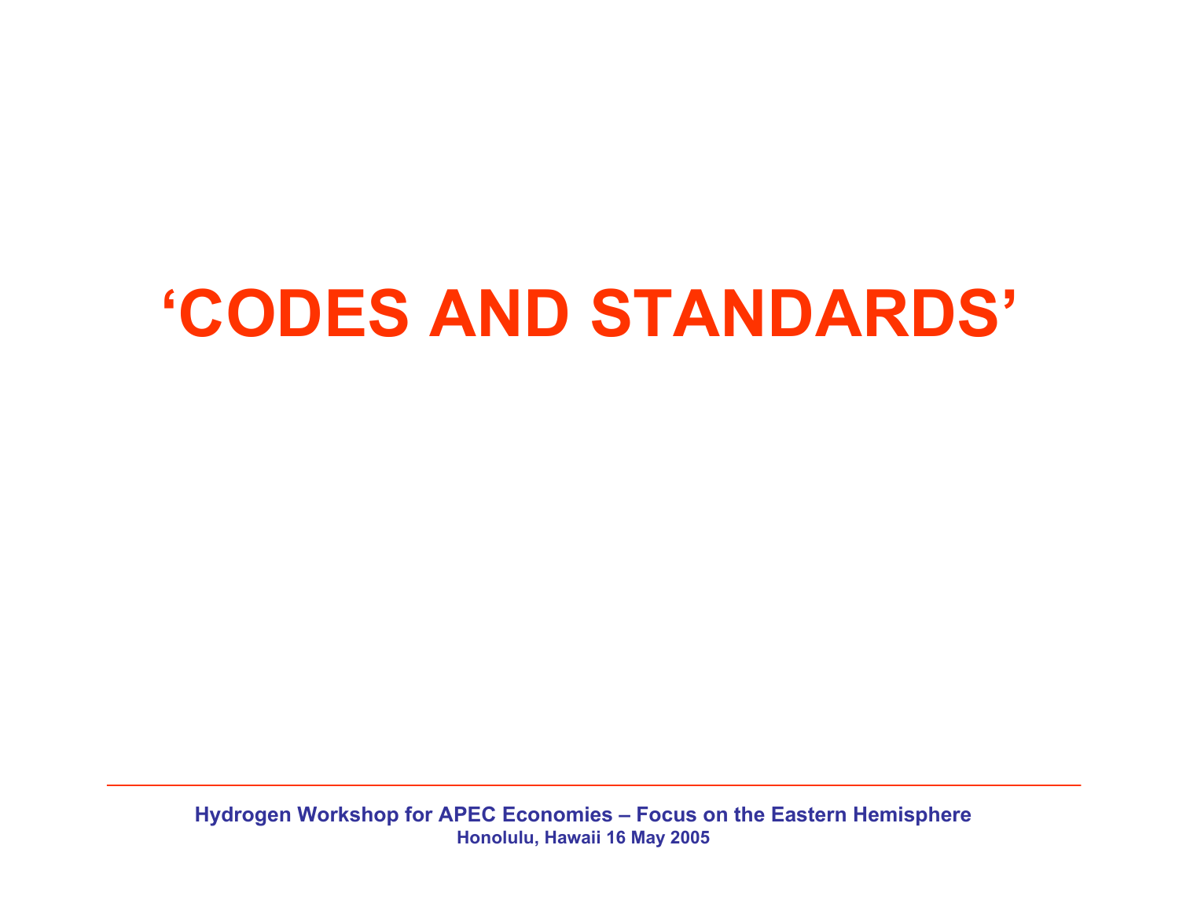# ‘CODES AND STANDARDS’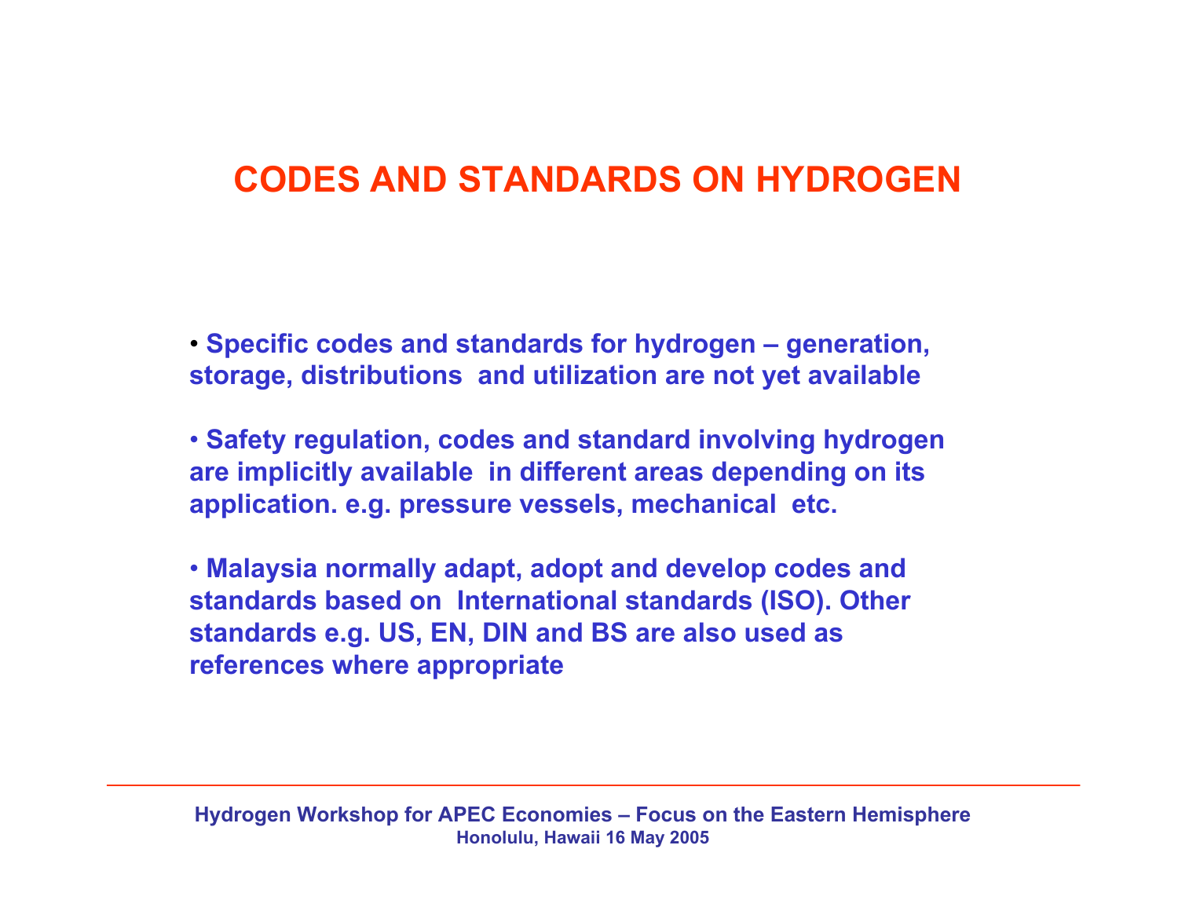# CODES AND STANDARDS ON HYDROGEN

- Specific codes and standards for hydrogen – generation, storage, distributions and utilization are not yet available

- Safety regulation, codes and standard involving hydrogen are implicitly available in different areas depending on its application. e.g. pressure vessels, mechanical etc.

- Malaysia normally adapt, adopt and develop codes and standards based on International standards (ISO). Other standards e.g. US, EN, DIN and BS are also used as references where appropriate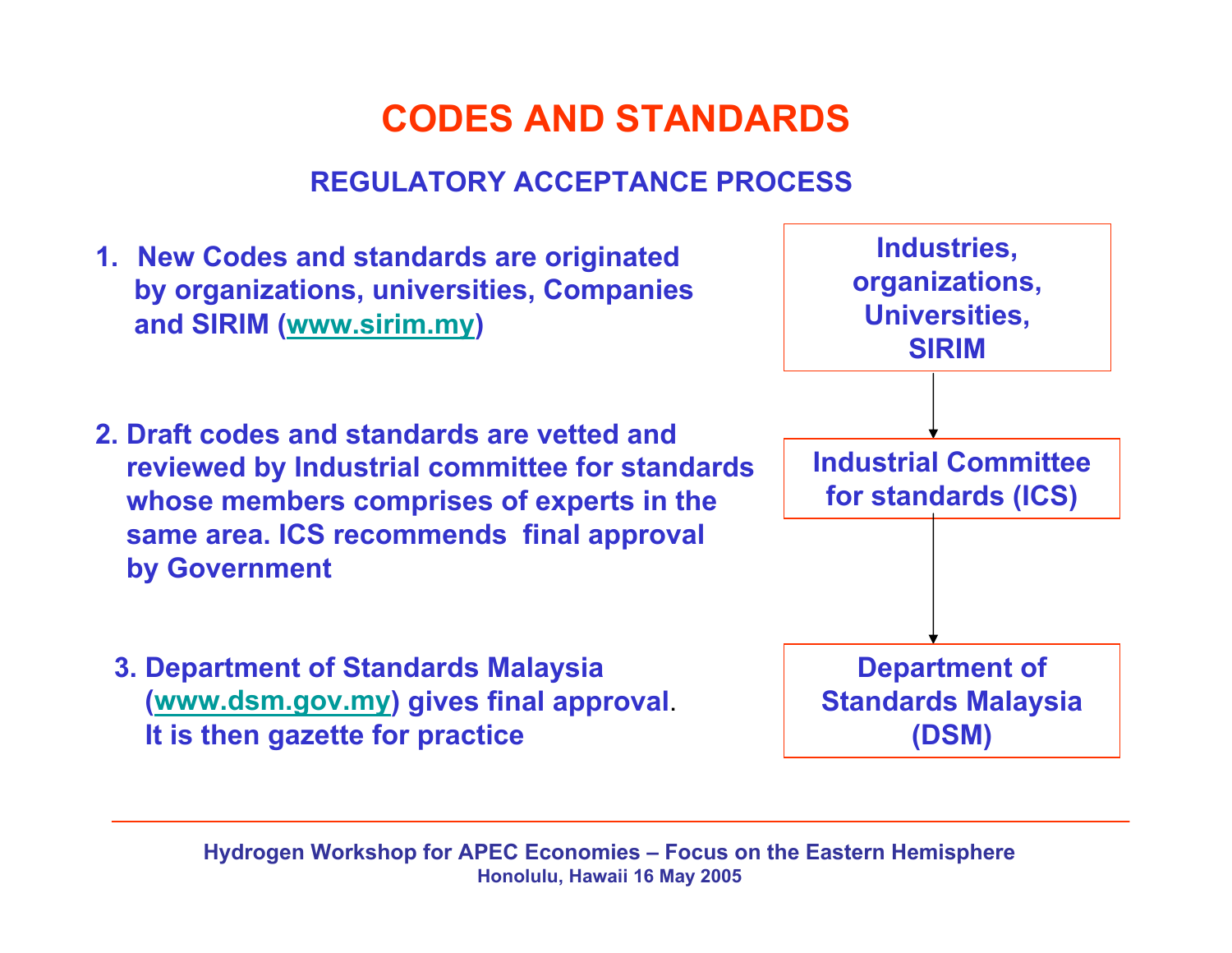# CODES AND STANDARDS

## REGULATORY ACCEPTANCE PROCESS

1. New Codes and standards are originated by organizations, universities, Companies and SIRIM (www.sirim.my)

2. Draft codes and standards are vetted and reviewed by Industrial committee for standards whose members comprises of experts in the same area. ICS recommends final approval by Government

3. Department of Standards Malaysia (www.dsm.gov.my) gives final approval. It is then gazette for practice

Industries, organizations, Universities, SIRIM

↓

Industrial Committee for standards (ICS)

↓

Department of Standards Malaysia (DSM)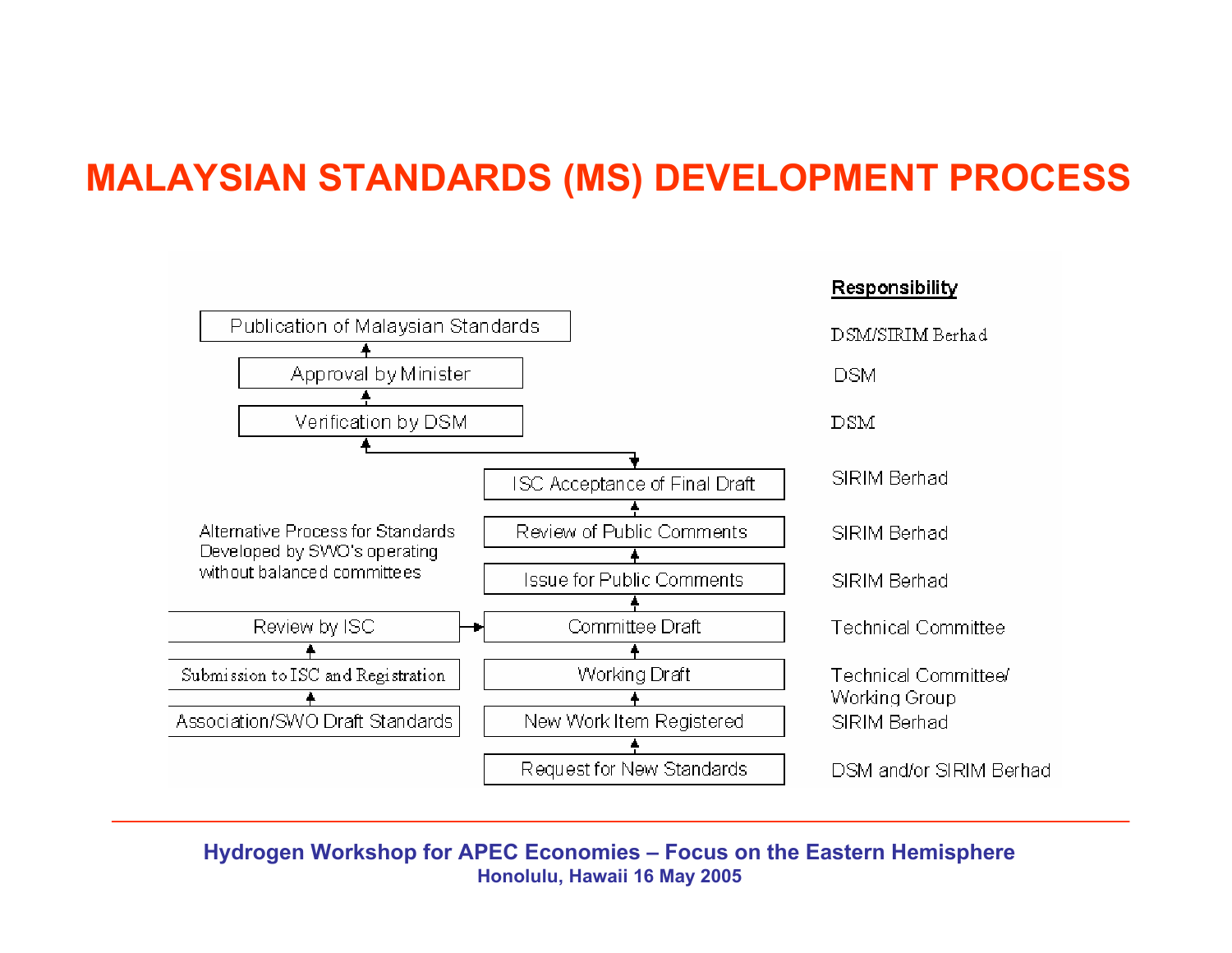# MALAYSIAN STANDARDS (MS) DEVELOPMENT PROCESS

| Process Step | Responsibility |
| --- | --- |
| Publication of Malaysian Standards | DSM/SIRIM Berhad |
| Approval by Minister | DSM |
| Verification by DSM | DSM |
| ISC Acceptance of Final Draft | SIRIM Berhad |
| Review of Public Comments | SIRIM Berhad |
| Issue for Public Comments | SIRIM Berhad |
| Committee Draft | Technical Committee |
| Working Draft | Technical Committee/ Working Group |
| New Work Item Registered | SIRIM Berhad |
| Request for New Standards | DSM and/or SIRIM Berhad |

Flow (bottom to top): Request for New Standards → New Work Item Registered → Working Draft → Committee Draft → Issue for Public Comments → Review of Public Comments → ISC Acceptance of Final Draft → Verification by DSM → Approval by Minister → Publication of Malaysian Standards

Alternative Process for Standards Developed by SWO's operating without balanced committees:

Association/SWO Draft Standards → Submission to ISC and Registration → Review by ISC → Committee Draft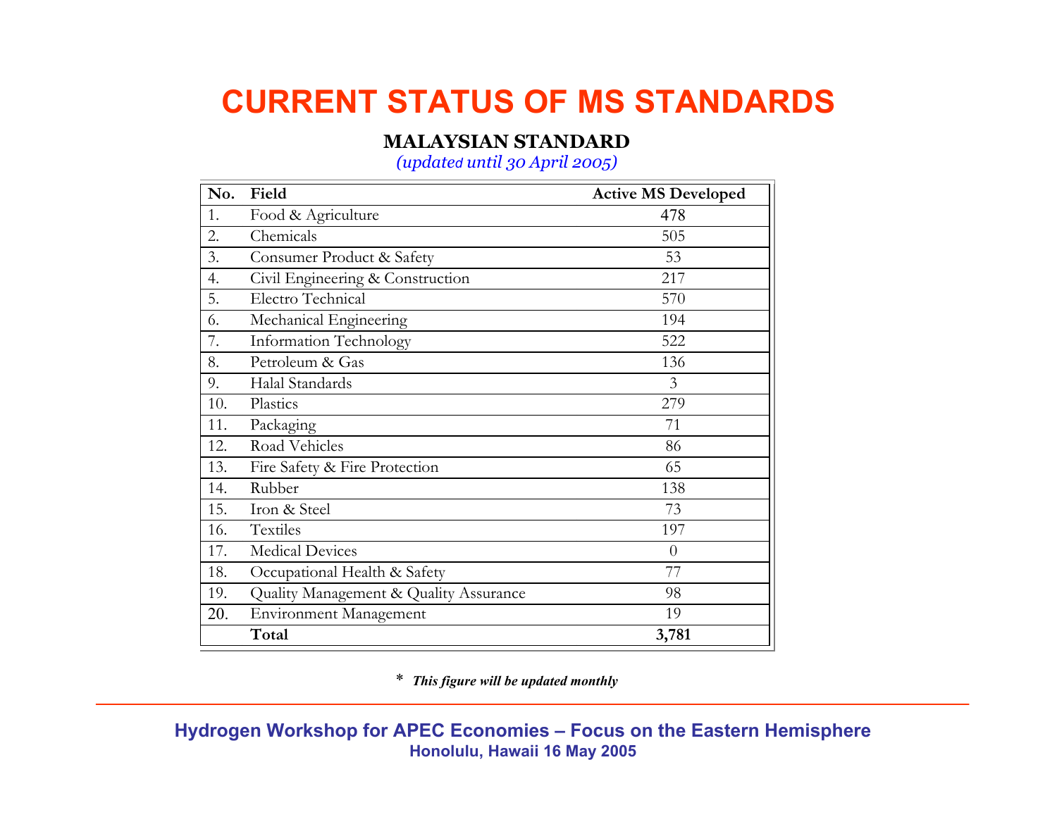# CURRENT STATUS OF MS STANDARDS

**MALAYSIAN STANDARD**

*(updated until 30 April 2005)*

| No. | Field | Active MS Developed |
|---|---|---|
| 1. | Food & Agriculture | 478 |
| 2. | Chemicals | 505 |
| 3. | Consumer Product & Safety | 53 |
| 4. | Civil Engineering & Construction | 217 |
| 5. | Electro Technical | 570 |
| 6. | Mechanical Engineering | 194 |
| 7. | Information Technology | 522 |
| 8. | Petroleum & Gas | 136 |
| 9. | Halal Standards | 3 |
| 10. | Plastics | 279 |
| 11. | Packaging | 71 |
| 12. | Road Vehicles | 86 |
| 13. | Fire Safety & Fire Protection | 65 |
| 14. | Rubber | 138 |
| 15. | Iron & Steel | 73 |
| 16. | Textiles | 197 |
| 17. | Medical Devices | 0 |
| 18. | Occupational Health & Safety | 77 |
| 19. | Quality Management & Quality Assurance | 98 |
| 20. | Environment Management | 19 |
| | **Total** | **3,781** |

\* ***This figure will be updated monthly***

**Hydrogen Workshop for APEC Economies – Focus on the Eastern Hemisphere**
**Honolulu, Hawaii 16 May 2005**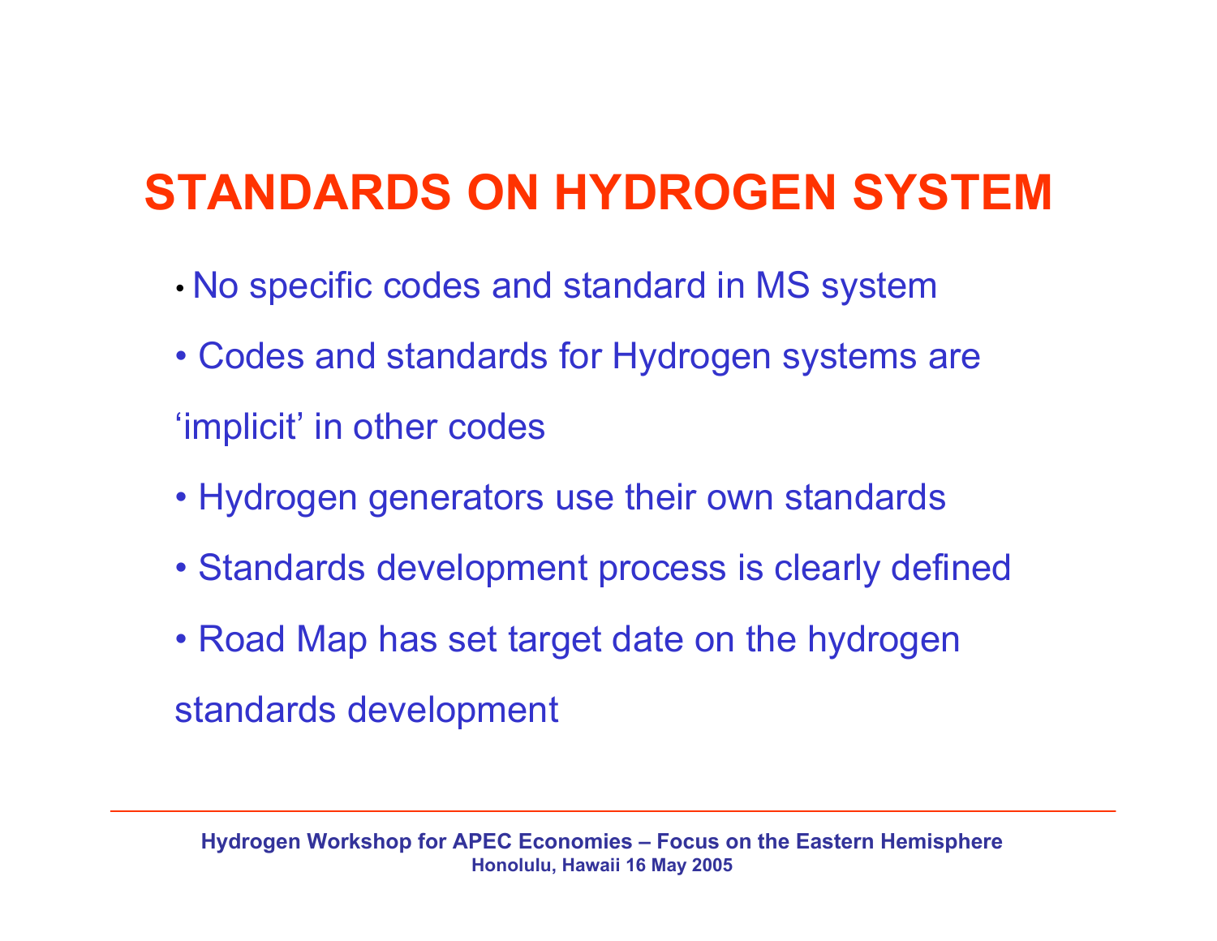# STANDARDS ON HYDROGEN SYSTEM

- No specific codes and standard in MS system
- Codes and standards for Hydrogen systems are 'implicit' in other codes
- Hydrogen generators use their own standards
- Standards development process is clearly defined
- Road Map has set target date on the hydrogen standards development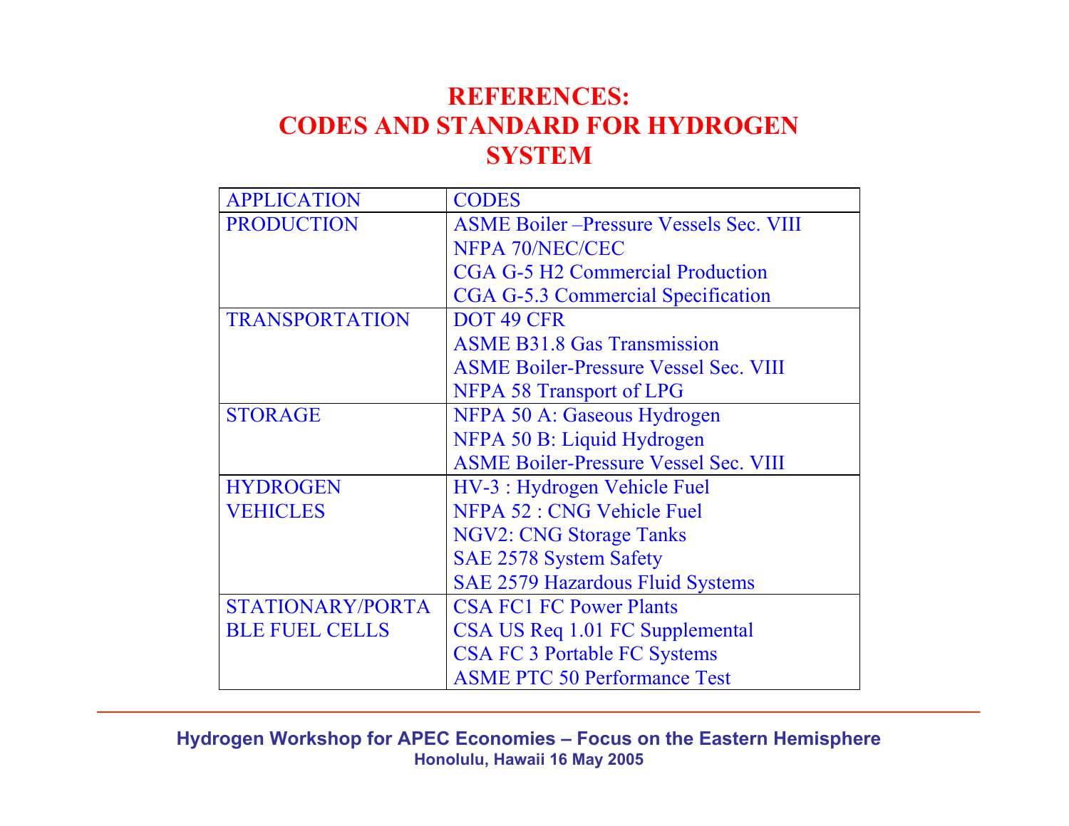# REFERENCES:
# CODES AND STANDARD FOR HYDROGEN SYSTEM

| APPLICATION | CODES |
|---|---|
| PRODUCTION | ASME Boiler –Pressure Vessels Sec. VIII<br>NFPA 70/NEC/CEC<br>CGA G-5 H2 Commercial Production<br>CGA G-5.3 Commercial Specification |
| TRANSPORTATION | DOT 49 CFR<br>ASME B31.8 Gas Transmission<br>ASME Boiler-Pressure Vessel Sec. VIII<br>NFPA 58 Transport of LPG |
| STORAGE | NFPA 50 A: Gaseous Hydrogen<br>NFPA 50 B: Liquid Hydrogen<br>ASME Boiler-Pressure Vessel Sec. VIII |
| HYDROGEN VEHICLES | HV-3 : Hydrogen Vehicle Fuel<br>NFPA 52 : CNG Vehicle Fuel<br>NGV2: CNG Storage Tanks<br>SAE 2578 System Safety<br>SAE 2579 Hazardous Fluid Systems |
| STATIONARY/PORTABLE FUEL CELLS | CSA FC1 FC Power Plants<br>CSA US Req 1.01 FC Supplemental<br>CSA FC 3 Portable FC Systems<br>ASME PTC 50 Performance Test |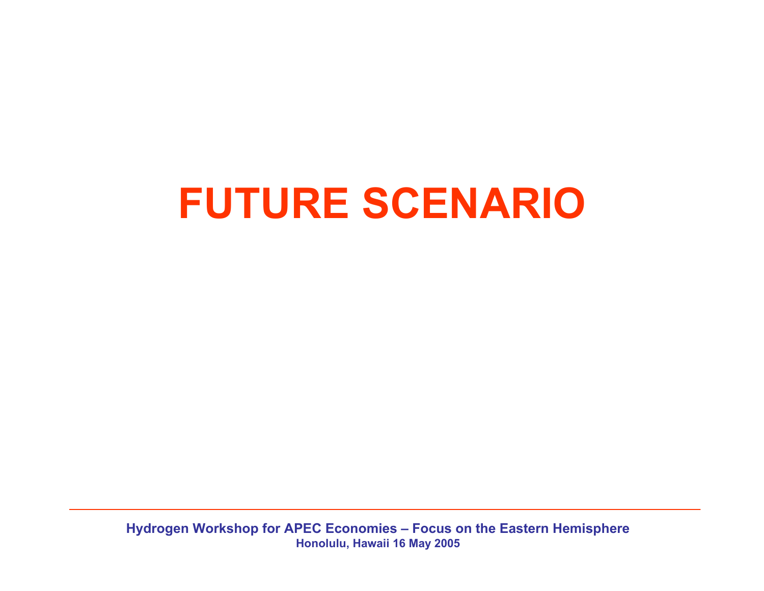# FUTURE SCENARIO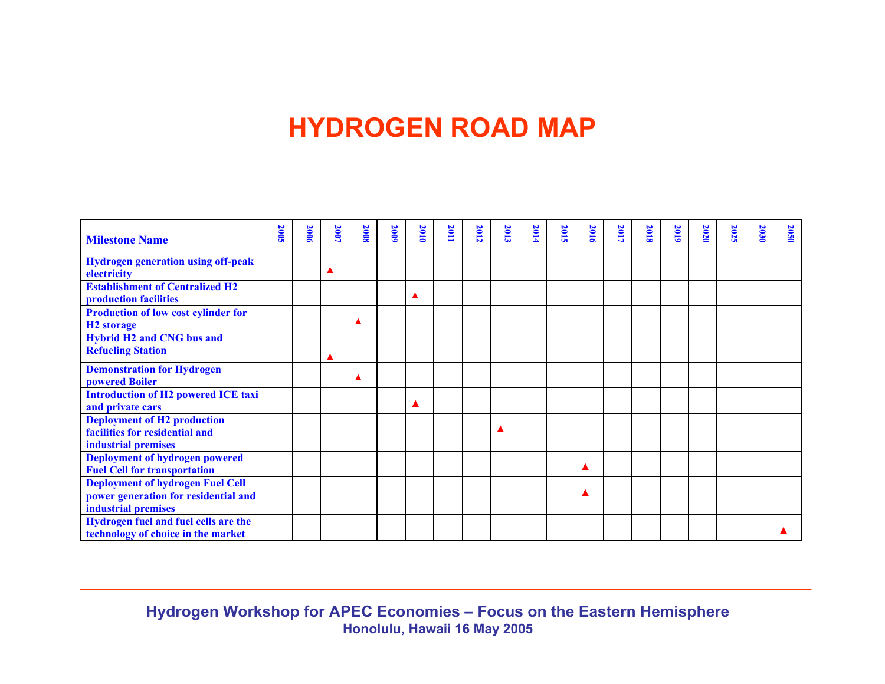# HYDROGEN ROAD MAP

| Milestone Name | 2005 | 2006 | 2007 | 2008 | 2009 | 2010 | 2011 | 2012 | 2013 | 2014 | 2015 | 2016 | 2017 | 2018 | 2019 | 2020 | 2025 | 2030 | 2050 |
|---|---|---|---|---|---|---|---|---|---|---|---|---|---|---|---|---|---|---|---|
| Hydrogen generation using off-peak electricity | | | ▲ | | | | | | | | | | | | | | | | |
| Establishment of Centralized H2 production facilities | | | | | | ▲ | | | | | | | | | | | | | |
| Production of low cost cylinder for H2 storage | | | | ▲ | | | | | | | | | | | | | | | |
| Hybrid H2 and CNG bus and Refueling Station | | | ▲ | | | | | | | | | | | | | | | | |
| Demonstration for Hydrogen powered Boiler | | | | ▲ | | | | | | | | | | | | | | | |
| Introduction of H2 powered ICE taxi and private cars | | | | | | ▲ | | | | | | | | | | | | | |
| Deployment of H2 production facilities for residential and industrial premises | | | | | | | | | ▲ | | | | | | | | | | |
| Deployment of hydrogen powered Fuel Cell for transportation | | | | | | | | | | | | ▲ | | | | | | | |
| Deployment of hydrogen Fuel Cell power generation for residential and industrial premises | | | | | | | | | | | | ▲ | | | | | | | |
| Hydrogen fuel and fuel cells are the technology of choice in the market | | | | | | | | | | | | | | | | | | | ▲ |

Hydrogen Workshop for APEC Economies – Focus on the Eastern Hemisphere
Honolulu, Hawaii 16 May 2005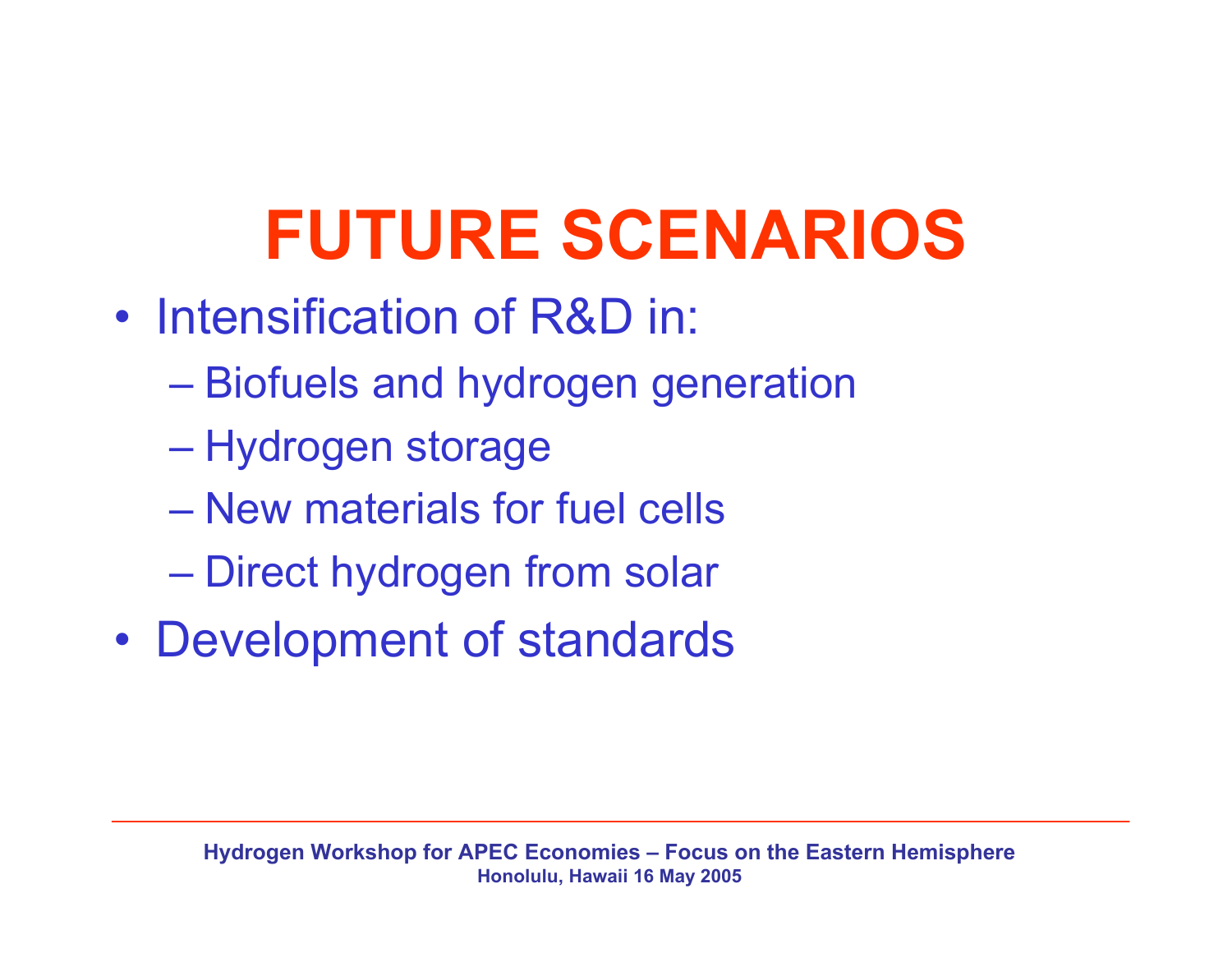# FUTURE SCENARIOS

- Intensification of R&D in:
  - Biofuels and hydrogen generation
  - Hydrogen storage
  - New materials for fuel cells
  - Direct hydrogen from solar
- Development of standards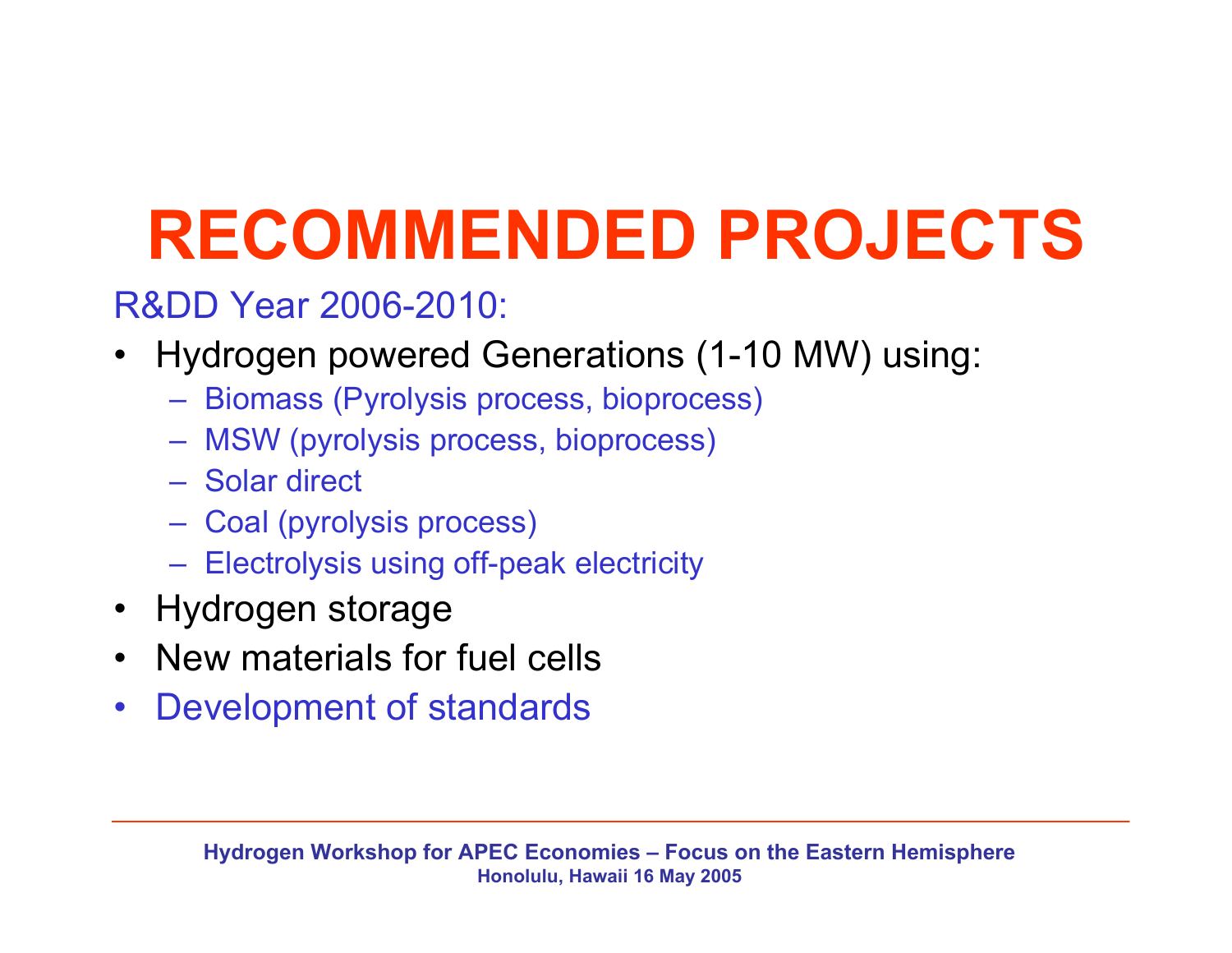# RECOMMENDED PROJECTS

R&DD Year 2006-2010:

- Hydrogen powered Generations (1-10 MW) using:
  - Biomass (Pyrolysis process, bioprocess)
  - MSW (pyrolysis process, bioprocess)
  - Solar direct
  - Coal (pyrolysis process)
  - Electrolysis using off-peak electricity
- Hydrogen storage
- New materials for fuel cells
- Development of standards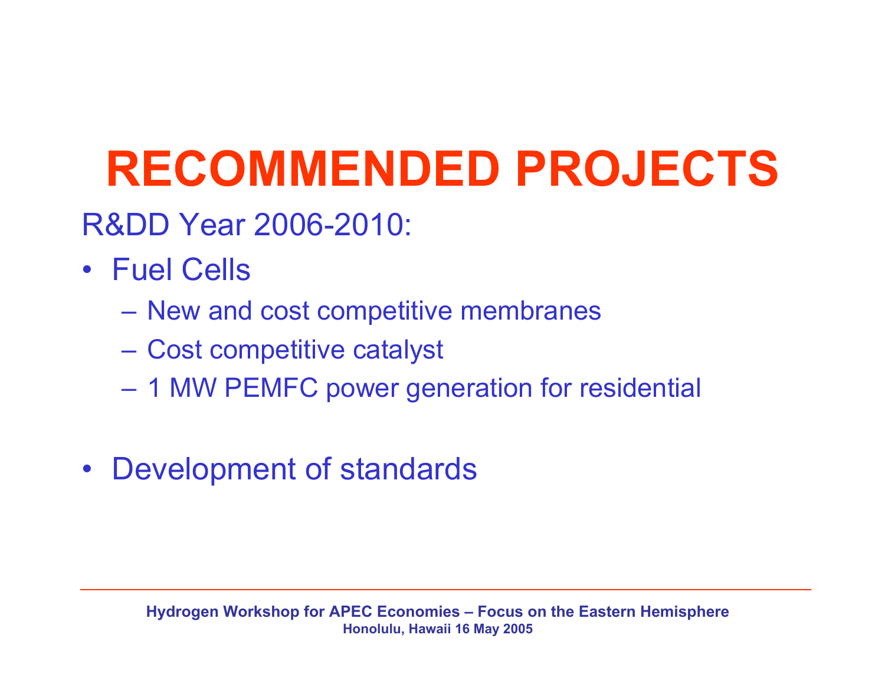# RECOMMENDED PROJECTS

R&DD Year 2006-2010:

- Fuel Cells
  - New and cost competitive membranes
  - Cost competitive catalyst
  - 1 MW PEMFC power generation for residential

- Development of standards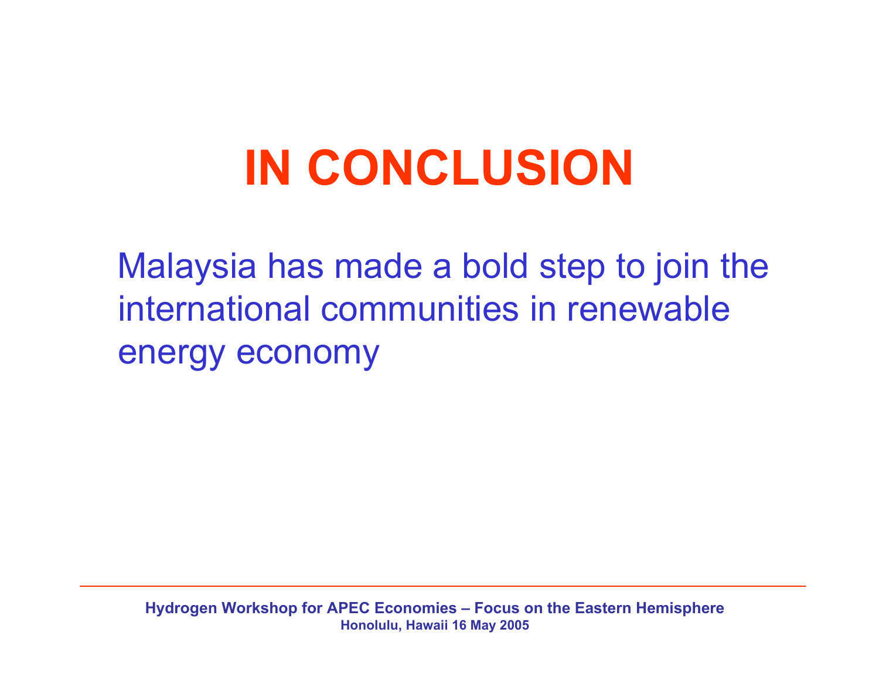# IN CONCLUSION

Malaysia has made a bold step to join the international communities in renewable energy economy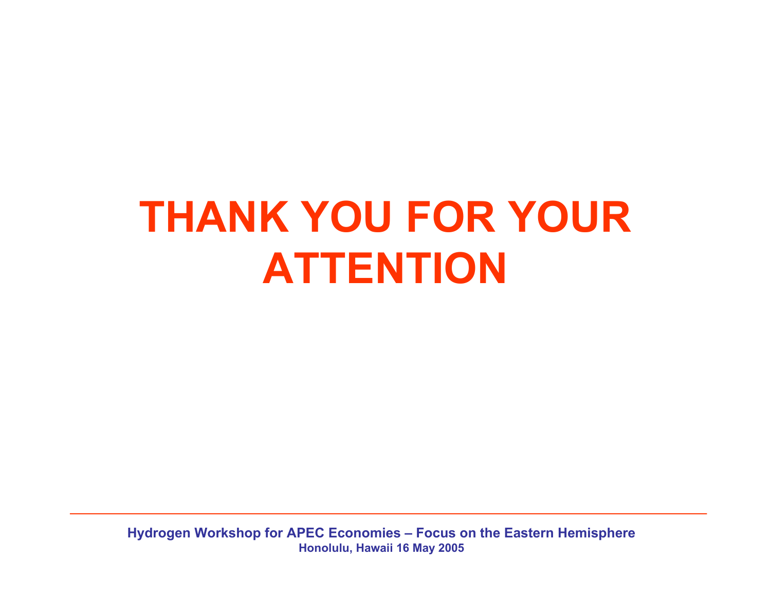# THANK YOU FOR YOUR ATTENTION